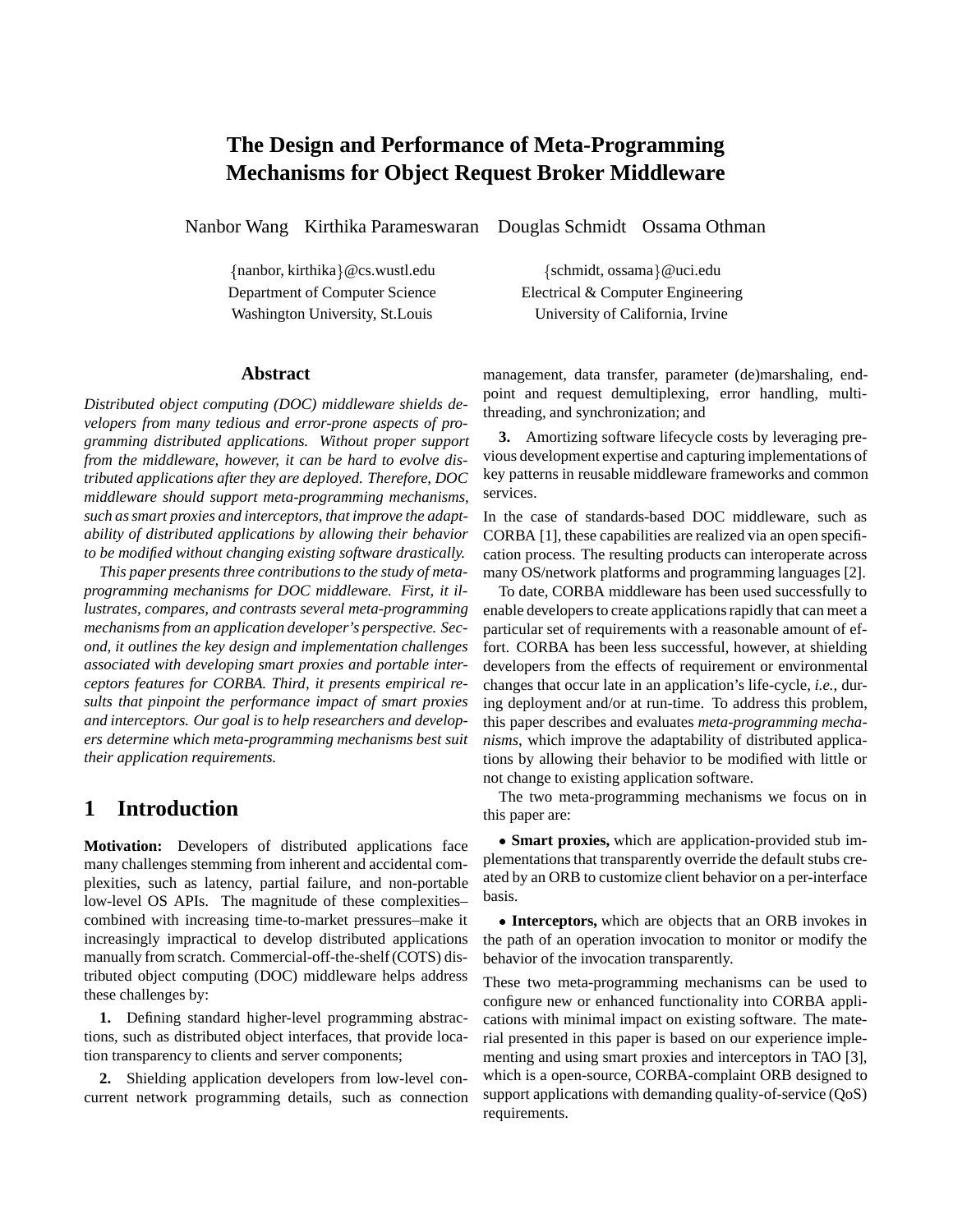# The Design and Performance of Meta-Programming Mechanisms for Object Request Broker Middleware

Nanbor Wang Kirthika Parameswaran Douglas Schmidt Ossama Othman

{nanbor, kirthika}@cs.wustl.edu
Department of Computer Science
Washington University, St.Louis

{schmidt, ossama}@uci.edu
Electrical & Computer Engineering
University of California, Irvine

## Abstract

*Distributed object computing (DOC) middleware shields developers from many tedious and error-prone aspects of programming distributed applications. Without proper support from the middleware, however, it can be hard to evolve distributed applications after they are deployed. Therefore, DOC middleware should support meta-programming mechanisms, such as smart proxies and interceptors, that improve the adaptability of distributed applications by allowing their behavior to be modified without changing existing software drastically.*

*This paper presents three contributions to the study of meta-programming mechanisms for DOC middleware. First, it illustrates, compares, and contrasts several meta-programming mechanisms from an application developer's perspective. Second, it outlines the key design and implementation challenges associated with developing smart proxies and portable interceptors features for CORBA. Third, it presents empirical results that pinpoint the performance impact of smart proxies and interceptors. Our goal is to help researchers and developers determine which meta-programming mechanisms best suit their application requirements.*

## 1 Introduction

**Motivation:** Developers of distributed applications face many challenges stemming from inherent and accidental complexities, such as latency, partial failure, and non-portable low-level OS APIs. The magnitude of these complexities–combined with increasing time-to-market pressures–make it increasingly impractical to develop distributed applications manually from scratch. Commercial-off-the-shelf (COTS) distributed object computing (DOC) middleware helps address these challenges by:

**1.** Defining standard higher-level programming abstractions, such as distributed object interfaces, that provide location transparency to clients and server components;

**2.** Shielding application developers from low-level concurrent network programming details, such as connection management, data transfer, parameter (de)marshaling, endpoint and request demultiplexing, error handling, multi-threading, and synchronization; and

**3.** Amortizing software lifecycle costs by leveraging previous development expertise and capturing implementations of key patterns in reusable middleware frameworks and common services.

In the case of standards-based DOC middleware, such as CORBA [1], these capabilities are realized via an open specification process. The resulting products can interoperate across many OS/network platforms and programming languages [2].

To date, CORBA middleware has been used successfully to enable developers to create applications rapidly that can meet a particular set of requirements with a reasonable amount of effort. CORBA has been less successful, however, at shielding developers from the effects of requirement or environmental changes that occur late in an application's life-cycle, *i.e.*, during deployment and/or at run-time. To address this problem, this paper describes and evaluates *meta-programming mechanisms*, which improve the adaptability of distributed applications by allowing their behavior to be modified with little or not change to existing application software.

The two meta-programming mechanisms we focus on in this paper are:

- **Smart proxies,** which are application-provided stub implementations that transparently override the default stubs created by an ORB to customize client behavior on a per-interface basis.

- **Interceptors,** which are objects that an ORB invokes in the path of an operation invocation to monitor or modify the behavior of the invocation transparently.

These two meta-programming mechanisms can be used to configure new or enhanced functionality into CORBA applications with minimal impact on existing software. The material presented in this paper is based on our experience implementing and using smart proxies and interceptors in TAO [3], which is a open-source, CORBA-complaint ORB designed to support applications with demanding quality-of-service (QoS) requirements.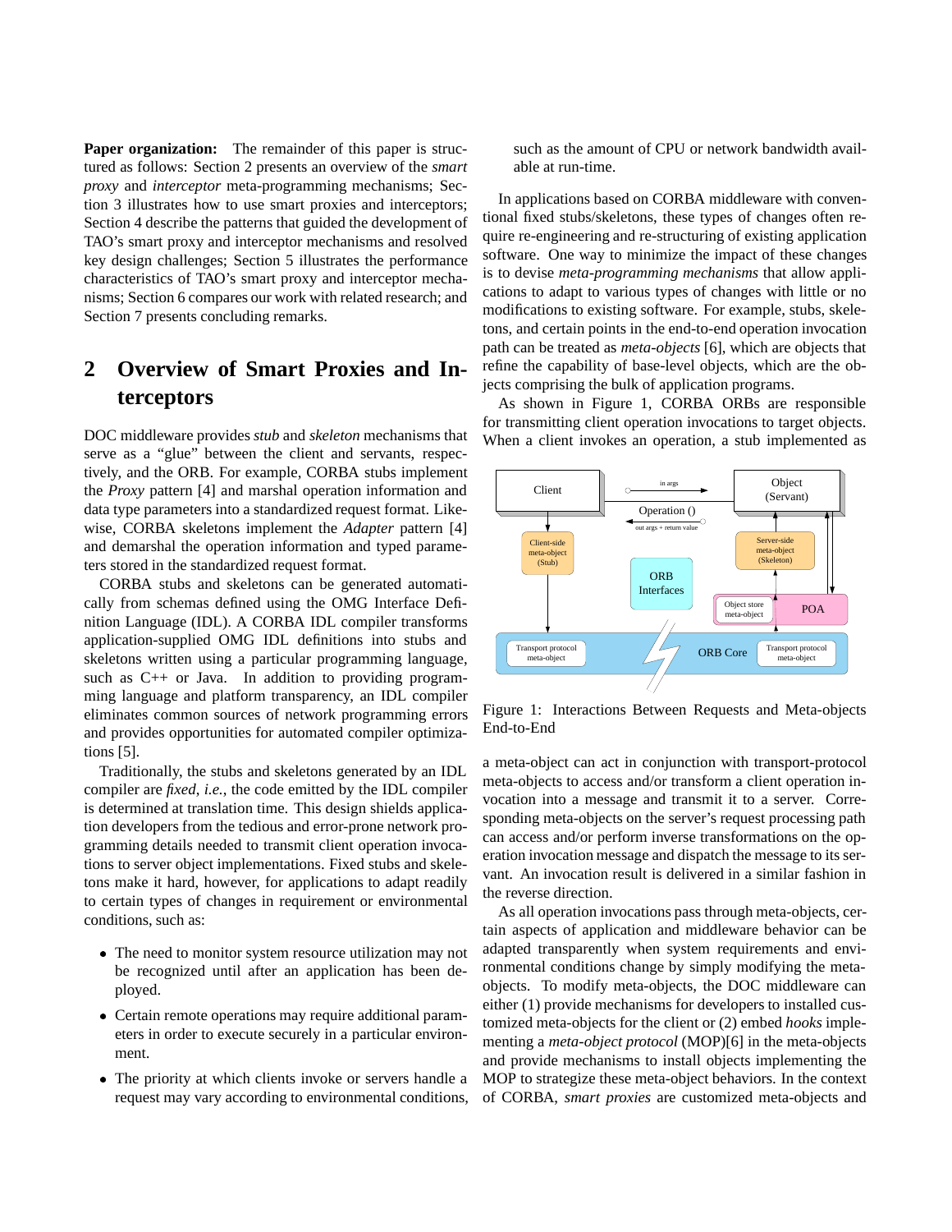**Paper organization:** The remainder of this paper is structured as follows: Section 2 presents an overview of the *smart proxy* and *interceptor* meta-programming mechanisms; Section 3 illustrates how to use smart proxies and interceptors; Section 4 describe the patterns that guided the development of TAO's smart proxy and interceptor mechanisms and resolved key design challenges; Section 5 illustrates the performance characteristics of TAO's smart proxy and interceptor mechanisms; Section 6 compares our work with related research; and Section 7 presents concluding remarks.

## 2 Overview of Smart Proxies and Interceptors

DOC middleware provides *stub* and *skeleton* mechanisms that serve as a "glue" between the client and servants, respectively, and the ORB. For example, CORBA stubs implement the *Proxy* pattern [4] and marshal operation information and data type parameters into a standardized request format. Likewise, CORBA skeletons implement the *Adapter* pattern [4] and demarshal the operation information and typed parameters stored in the standardized request format.

CORBA stubs and skeletons can be generated automatically from schemas defined using the OMG Interface Definition Language (IDL). A CORBA IDL compiler transforms application-supplied OMG IDL definitions into stubs and skeletons written using a particular programming language, such as C++ or Java. In addition to providing programming language and platform transparency, an IDL compiler eliminates common sources of network programming errors and provides opportunities for automated compiler optimizations [5].

Traditionally, the stubs and skeletons generated by an IDL compiler are *fixed*, *i.e.*, the code emitted by the IDL compiler is determined at translation time. This design shields application developers from the tedious and error-prone network programming details needed to transmit client operation invocations to server object implementations. Fixed stubs and skeletons make it hard, however, for applications to adapt readily to certain types of changes in requirement or environmental conditions, such as:

- The need to monitor system resource utilization may not be recognized until after an application has been deployed.
- Certain remote operations may require additional parameters in order to execute securely in a particular environment.
- The priority at which clients invoke or servers handle a request may vary according to environmental conditions, such as the amount of CPU or network bandwidth available at run-time.

In applications based on CORBA middleware with conventional fixed stubs/skeletons, these types of changes often require re-engineering and re-structuring of existing application software. One way to minimize the impact of these changes is to devise *meta-programming mechanisms* that allow applications to adapt to various types of changes with little or no modifications to existing software. For example, stubs, skeletons, and certain points in the end-to-end operation invocation path can be treated as *meta-objects* [6], which are objects that refine the capability of base-level objects, which are the objects comprising the bulk of application programs.

As shown in Figure 1, CORBA ORBs are responsible for transmitting client operation invocations to target objects. When a client invokes an operation, a stub implemented as a meta-object can act in conjunction with transport-protocol meta-objects to access and/or transform a client operation invocation into a message and transmit it to a server. Corresponding meta-objects on the server's request processing path can access and/or perform inverse transformations on the operation invocation message and dispatch the message to its servant. An invocation result is delivered in a similar fashion in the reverse direction.

Figure 1: Interactions Between Requests and Meta-objects End-to-End

As all operation invocations pass through meta-objects, certain aspects of application and middleware behavior can be adapted transparently when system requirements and environmental conditions change by simply modifying the meta-objects. To modify meta-objects, the DOC middleware can either (1) provide mechanisms for developers to installed customized meta-objects for the client or (2) embed *hooks* implementing a *meta-object protocol* (MOP)[6] in the meta-objects and provide mechanisms to install objects implementing the MOP to strategize these meta-object behaviors. In the context of CORBA, *smart proxies* are customized meta-objects and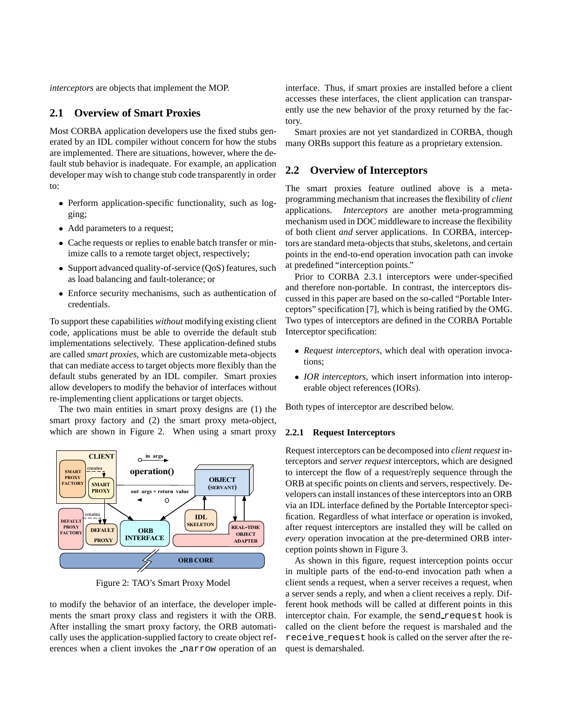*interceptors* are objects that implement the MOP.

## 2.1 Overview of Smart Proxies

Most CORBA application developers use the fixed stubs generated by an IDL compiler without concern for how the stubs are implemented. There are situations, however, where the default stub behavior is inadequate. For example, an application developer may wish to change stub code transparently in order to:

- Perform application-specific functionality, such as logging;
- Add parameters to a request;
- Cache requests or replies to enable batch transfer or minimize calls to a remote target object, respectively;
- Support advanced quality-of-service (QoS) features, such as load balancing and fault-tolerance; or
- Enforce security mechanisms, such as authentication of credentials.

To support these capabilities *without* modifying existing client code, applications must be able to override the default stub implementations selectively. These application-defined stubs are called *smart proxies*, which are customizable meta-objects that can mediate access to target objects more flexibly than the default stubs generated by an IDL compiler. Smart proxies allow developers to modify the behavior of interfaces without re-implementing client applications or target objects.

The two main entities in smart proxy designs are (1) the smart proxy factory and (2) the smart proxy meta-object, which are shown in Figure 2. When using a smart proxy to modify the behavior of an interface, the developer implements the smart proxy class and registers it with the ORB. After installing the smart proxy factory, the ORB automatically uses the application-supplied factory to create object references when a client invokes the `_narrow` operation of an interface. Thus, if smart proxies are installed before a client accesses these interfaces, the client application can transparently use the new behavior of the proxy returned by the factory.

Figure 2: TAO's Smart Proxy Model

Smart proxies are not yet standardized in CORBA, though many ORBs support this feature as a proprietary extension.

## 2.2 Overview of Interceptors

The smart proxies feature outlined above is a meta-programming mechanism that increases the flexibility of *client* applications. *Interceptors* are another meta-programming mechanism used in DOC middleware to increase the flexibility of both client *and* server applications. In CORBA, interceptors are standard meta-objects that stubs, skeletons, and certain points in the end-to-end operation invocation path can invoke at predefined "interception points."

Prior to CORBA 2.3.1 interceptors were under-specified and therefore non-portable. In contrast, the interceptors discussed in this paper are based on the so-called "Portable Interceptors" specification [7], which is being ratified by the OMG. Two types of interceptors are defined in the CORBA Portable Interceptor specification:

- *Request interceptors*, which deal with operation invocations;
- *IOR interceptors*, which insert information into interoperable object references (IORs).

Both types of interceptor are described below.

### 2.2.1 Request Interceptors

Request interceptors can be decomposed into *client request* interceptors and *server request* interceptors, which are designed to intercept the flow of a request/reply sequence through the ORB at specific points on clients and servers, respectively. Developers can install instances of these interceptors into an ORB via an IDL interface defined by the Portable Interceptor specification. Regardless of what interface or operation is invoked, after request interceptors are installed they will be called on *every* operation invocation at the pre-determined ORB interception points shown in Figure 3.

As shown in this figure, request interception points occur in multiple parts of the end-to-end invocation path when a client sends a request, when a server receives a request, when a server sends a reply, and when a client receives a reply. Different hook methods will be called at different points in this interceptor chain. For example, the `send_request` hook is called on the client before the request is marshaled and the `receive_request` hook is called on the server after the request is demarshaled.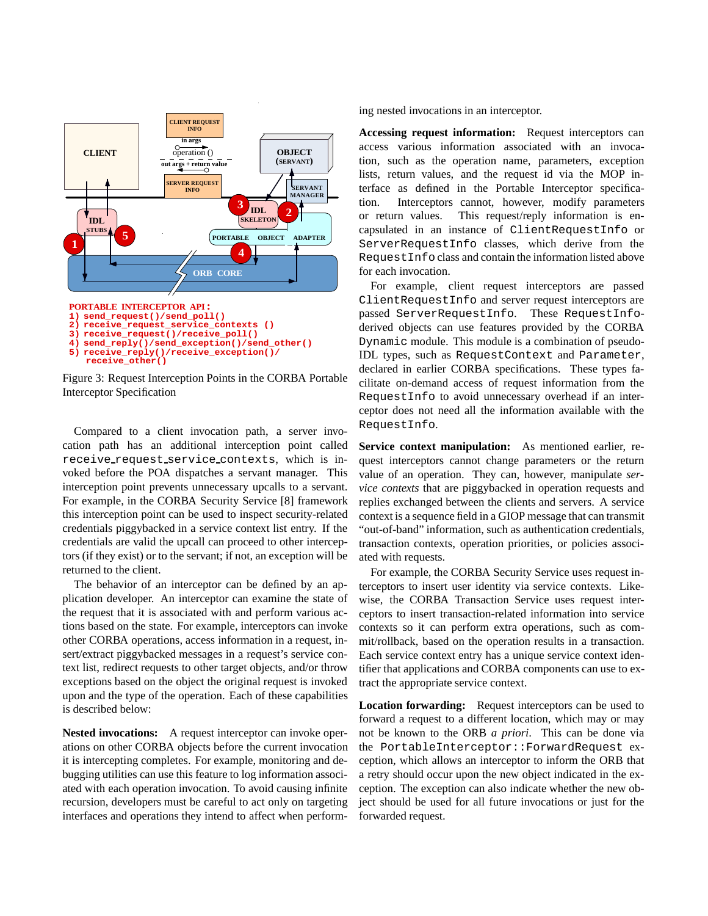PORTABLE INTERCEPTOR API :

```
1) send_request()/send_poll()
2) receive_request_service_contexts ()
3) receive_request()/receive_poll()
4) send_reply()/send_exception()/send_other()
5) receive_reply()/receive_exception()/
   receive_other()
```

Figure 3: Request Interception Points in the CORBA Portable Interceptor Specification

Compared to a client invocation path, a server invocation path has an additional interception point called `receive_request_service_contexts`, which is invoked before the POA dispatches a servant manager. This interception point prevents unnecessary upcalls to a servant. For example, in the CORBA Security Service [8] framework this interception point can be used to inspect security-related credentials piggybacked in a service context list entry. If the credentials are valid the upcall can proceed to other interceptors (if they exist) or to the servant; if not, an exception will be returned to the client.

The behavior of an interceptor can be defined by an application developer. An interceptor can examine the state of the request that it is associated with and perform various actions based on the state. For example, interceptors can invoke other CORBA operations, access information in a request, insert/extract piggybacked messages in a request's service context list, redirect requests to other target objects, and/or throw exceptions based on the object the original request is invoked upon and the type of the operation. Each of these capabilities is described below:

**Nested invocations:** A request interceptor can invoke operations on other CORBA objects before the current invocation it is intercepting completes. For example, monitoring and debugging utilities can use this feature to log information associated with each operation invocation. To avoid causing infinite recursion, developers must be careful to act only on targeting interfaces and operations they intend to affect when performing nested invocations in an interceptor.

**Accessing request information:** Request interceptors can access various information associated with an invocation, such as the operation name, parameters, exception lists, return values, and the request id via the MOP interface as defined in the Portable Interceptor specification. Interceptors cannot, however, modify parameters or return values. This request/reply information is encapsulated in an instance of `ClientRequestInfo` or `ServerRequestInfo` classes, which derive from the `RequestInfo` class and contain the information listed above for each invocation.

For example, client request interceptors are passed `ClientRequestInfo` and server request interceptors are passed `ServerRequestInfo`. These `RequestInfo`-derived objects can use features provided by the CORBA `Dynamic` module. This module is a combination of pseudo-IDL types, such as `RequestContext` and `Parameter`, declared in earlier CORBA specifications. These types facilitate on-demand access of request information from the `RequestInfo` to avoid unnecessary overhead if an interceptor does not need all the information available with the `RequestInfo`.

**Service context manipulation:** As mentioned earlier, request interceptors cannot change parameters or the return value of an operation. They can, however, manipulate *service contexts* that are piggybacked in operation requests and replies exchanged between the clients and servers. A service context is a sequence field in a GIOP message that can transmit "out-of-band" information, such as authentication credentials, transaction contexts, operation priorities, or policies associated with requests.

For example, the CORBA Security Service uses request interceptors to insert user identity via service contexts. Likewise, the CORBA Transaction Service uses request interceptors to insert transaction-related information into service contexts so it can perform extra operations, such as commit/rollback, based on the operation results in a transaction. Each service context entry has a unique service context identifier that applications and CORBA components can use to extract the appropriate service context.

**Location forwarding:** Request interceptors can be used to forward a request to a different location, which may or may not be known to the ORB *a priori*. This can be done via the `PortableInterceptor::ForwardRequest` exception, which allows an interceptor to inform the ORB that a retry should occur upon the new object indicated in the exception. The exception can also indicate whether the new object should be used for all future invocations or just for the forwarded request.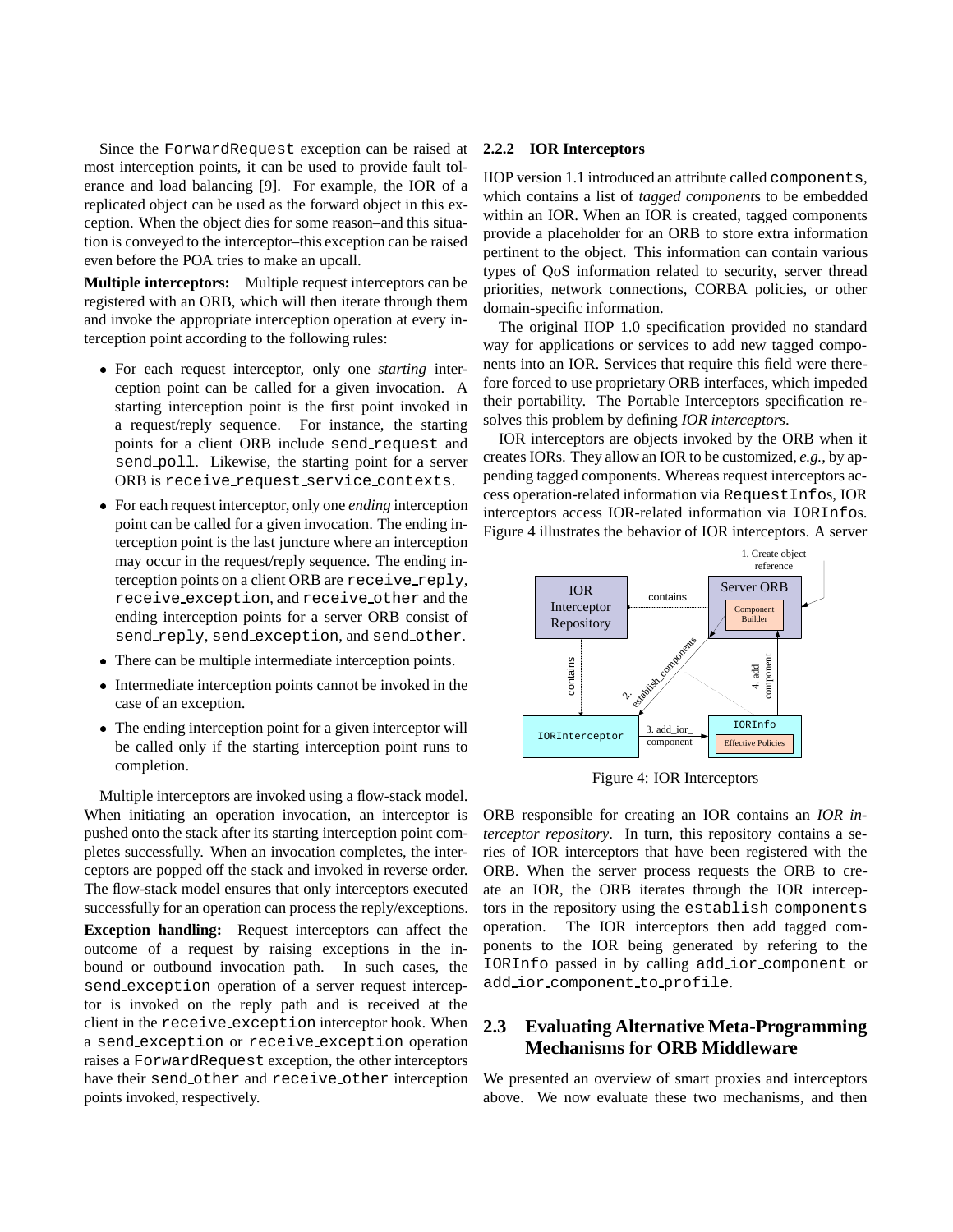Since the `ForwardRequest` exception can be raised at most interception points, it can be used to provide fault tolerance and load balancing [9]. For example, the IOR of a replicated object can be used as the forward object in this exception. When the object dies for some reason–and this situation is conveyed to the interceptor–this exception can be raised even before the POA tries to make an upcall.

**Multiple interceptors:** Multiple request interceptors can be registered with an ORB, which will then iterate through them and invoke the appropriate interception operation at every interception point according to the following rules:

- For each request interceptor, only one *starting* interception point can be called for a given invocation. A starting interception point is the first point invoked in a request/reply sequence. For instance, the starting points for a client ORB include `send_request` and `send_poll`. Likewise, the starting point for a server ORB is `receive_request_service_contexts`.
- For each request interceptor, only one *ending* interception point can be called for a given invocation. The ending interception point is the last juncture where an interception may occur in the request/reply sequence. The ending interception points on a client ORB are `receive_reply`, `receive_exception`, and `receive_other` and the ending interception points for a server ORB consist of `send_reply`, `send_exception`, and `send_other`.
- There can be multiple intermediate interception points.
- Intermediate interception points cannot be invoked in the case of an exception.
- The ending interception point for a given interceptor will be called only if the starting interception point runs to completion.

Multiple interceptors are invoked using a flow-stack model. When initiating an operation invocation, an interceptor is pushed onto the stack after its starting interception point completes successfully. When an invocation completes, the interceptors are popped off the stack and invoked in reverse order. The flow-stack model ensures that only interceptors executed successfully for an operation can process the reply/exceptions.

**Exception handling:** Request interceptors can affect the outcome of a request by raising exceptions in the inbound or outbound invocation path. In such cases, the `send_exception` operation of a server request interceptor is invoked on the reply path and is received at the client in the `receive_exception` interceptor hook. When a `send_exception` or `receive_exception` operation raises a `ForwardRequest` exception, the other interceptors have their `send_other` and `receive_other` interception points invoked, respectively.

#### 2.2.2 IOR Interceptors

IIOP version 1.1 introduced an attribute called `components`, which contains a list of *tagged components* to be embedded within an IOR. When an IOR is created, tagged components provide a placeholder for an ORB to store extra information pertinent to the object. This information can contain various types of QoS information related to security, server thread priorities, network connections, CORBA policies, or other domain-specific information.

The original IIOP 1.0 specification provided no standard way for applications or services to add new tagged components into an IOR. Services that require this field were therefore forced to use proprietary ORB interfaces, which impeded their portability. The Portable Interceptors specification resolves this problem by defining *IOR interceptors*.

IOR interceptors are objects invoked by the ORB when it creates IORs. They allow an IOR to be customized, *e.g.*, by appending tagged components. Whereas request interceptors access operation-related information via `RequestInfo`s, IOR interceptors access IOR-related information via `IORInfo`s. Figure 4 illustrates the behavior of IOR interceptors. A server ORB responsible for creating an IOR contains an *IOR interceptor repository*. In turn, this repository contains a series of IOR interceptors that have been registered with the ORB. When the server process requests the ORB to create an IOR, the ORB iterates through the IOR interceptors in the repository using the `establish_components` operation. The IOR interceptors then add tagged components to the IOR being generated by refering to the `IORInfo` passed in by calling `add_ior_component` or `add_ior_component_to_profile`.

Figure 4: IOR Interceptors

### 2.3 Evaluating Alternative Meta-Programming Mechanisms for ORB Middleware

We presented an overview of smart proxies and interceptors above. We now evaluate these two mechanisms, and then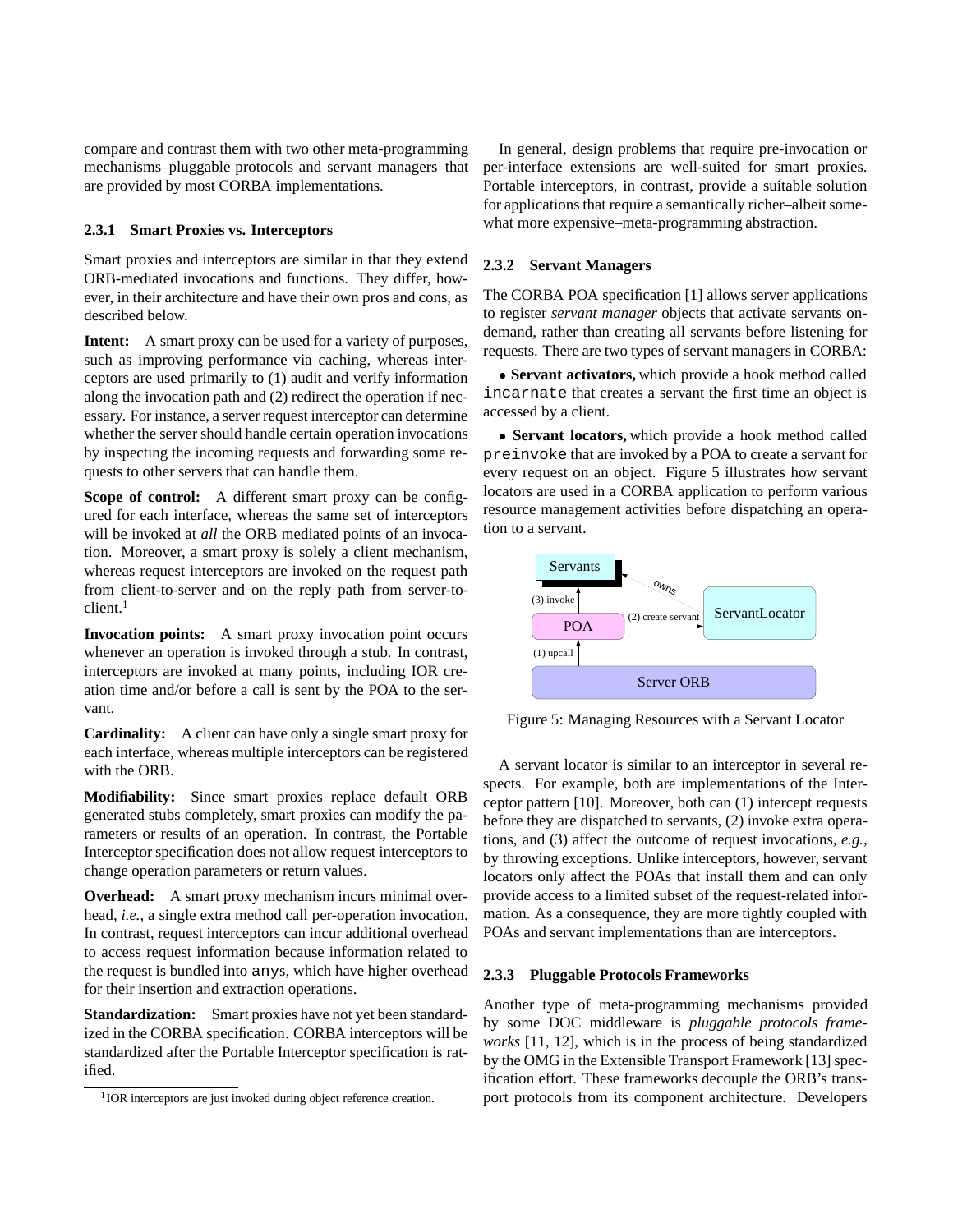compare and contrast them with two other meta-programming mechanisms–pluggable protocols and servant managers–that are provided by most CORBA implementations.

#### 2.3.1 Smart Proxies vs. Interceptors

Smart proxies and interceptors are similar in that they extend ORB-mediated invocations and functions. They differ, however, in their architecture and have their own pros and cons, as described below.

**Intent:** A smart proxy can be used for a variety of purposes, such as improving performance via caching, whereas interceptors are used primarily to (1) audit and verify information along the invocation path and (2) redirect the operation if necessary. For instance, a server request interceptor can determine whether the server should handle certain operation invocations by inspecting the incoming requests and forwarding some requests to other servers that can handle them.

**Scope of control:** A different smart proxy can be configured for each interface, whereas the same set of interceptors will be invoked at *all* the ORB mediated points of an invocation. Moreover, a smart proxy is solely a client mechanism, whereas request interceptors are invoked on the request path from client-to-server and on the reply path from server-to-client.[1]

**Invocation points:** A smart proxy invocation point occurs whenever an operation is invoked through a stub. In contrast, interceptors are invoked at many points, including IOR creation time and/or before a call is sent by the POA to the servant.

**Cardinality:** A client can have only a single smart proxy for each interface, whereas multiple interceptors can be registered with the ORB.

**Modifiability:** Since smart proxies replace default ORB generated stubs completely, smart proxies can modify the parameters or results of an operation. In contrast, the Portable Interceptor specification does not allow request interceptors to change operation parameters or return values.

**Overhead:** A smart proxy mechanism incurs minimal overhead, *i.e.*, a single extra method call per-operation invocation. In contrast, request interceptors can incur additional overhead to access request information because information related to the request is bundled into `any`s, which have higher overhead for their insertion and extraction operations.

**Standardization:** Smart proxies have not yet been standardized in the CORBA specification. CORBA interceptors will be standardized after the Portable Interceptor specification is ratified.

[1] IOR interceptors are just invoked during object reference creation.

In general, design problems that require pre-invocation or per-interface extensions are well-suited for smart proxies. Portable interceptors, in contrast, provide a suitable solution for applications that require a semantically richer–albeit somewhat more expensive–meta-programming abstraction.

#### 2.3.2 Servant Managers

The CORBA POA specification [1] allows server applications to register *servant manager* objects that activate servants on-demand, rather than creating all servants before listening for requests. There are two types of servant managers in CORBA:

- **Servant activators,** which provide a hook method called `incarnate` that creates a servant the first time an object is accessed by a client.

- **Servant locators,** which provide a hook method called `preinvoke` that are invoked by a POA to create a servant for every request on an object. Figure 5 illustrates how servant locators are used in a CORBA application to perform various resource management activities before dispatching an operation to a servant.

Figure 5: Managing Resources with a Servant Locator

A servant locator is similar to an interceptor in several respects. For example, both are implementations of the Interceptor pattern [10]. Moreover, both can (1) intercept requests before they are dispatched to servants, (2) invoke extra operations, and (3) affect the outcome of request invocations, *e.g.*, by throwing exceptions. Unlike interceptors, however, servant locators only affect the POAs that install them and can only provide access to a limited subset of the request-related information. As a consequence, they are more tightly coupled with POAs and servant implementations than are interceptors.

#### 2.3.3 Pluggable Protocols Frameworks

Another type of meta-programming mechanisms provided by some DOC middleware is *pluggable protocols frameworks* [11, 12], which is in the process of being standardized by the OMG in the Extensible Transport Framework [13] specification effort. These frameworks decouple the ORB's transport protocols from its component architecture. Developers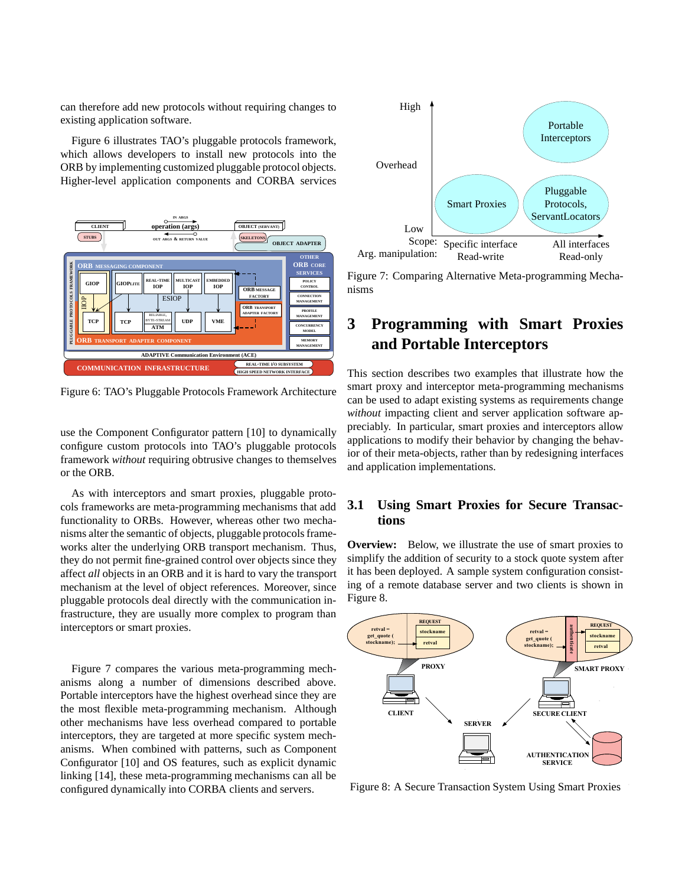can therefore add new protocols without requiring changes to existing application software.

Figure 6 illustrates TAO's pluggable protocols framework, which allows developers to install new protocols into the ORB by implementing customized pluggable protocol objects. Higher-level application components and CORBA services

Figure 6: TAO's Pluggable Protocols Framework Architecture

use the Component Configurator pattern [10] to dynamically configure custom protocols into TAO's pluggable protocols framework *without* requiring obtrusive changes to themselves or the ORB.

As with interceptors and smart proxies, pluggable protocols frameworks are meta-programming mechanisms that add functionality to ORBs. However, whereas other two mechanisms alter the semantic of objects, pluggable protocols frameworks alter the underlying ORB transport mechanism. Thus, they do not permit fine-grained control over objects since they affect *all* objects in an ORB and it is hard to vary the transport mechanism at the level of object references. Moreover, since pluggable protocols deal directly with the communication infrastructure, they are usually more complex to program than interceptors or smart proxies.

Figure 7 compares the various meta-programming mechanisms along a number of dimensions described above. Portable interceptors have the highest overhead since they are the most flexible meta-programming mechanism. Although other mechanisms have less overhead compared to portable interceptors, they are targeted at more specific system mechanisms. When combined with patterns, such as Component Configurator [10] and OS features, such as explicit dynamic linking [14], these meta-programming mechanisms can all be configured dynamically into CORBA clients and servers.

Figure 7: Comparing Alternative Meta-programming Mechanisms

# 3 Programming with Smart Proxies and Portable Interceptors

This section describes two examples that illustrate how the smart proxy and interceptor meta-programming mechanisms can be used to adapt existing systems as requirements change *without* impacting client and server application software appreciably. In particular, smart proxies and interceptors allow applications to modify their behavior by changing the behavior of their meta-objects, rather than by redesigning interfaces and application implementations.

## 3.1 Using Smart Proxies for Secure Transactions

**Overview:** Below, we illustrate the use of smart proxies to simplify the addition of security to a stock quote system after it has been deployed. A sample system configuration consisting of a remote database server and two clients is shown in Figure 8.

Figure 8: A Secure Transaction System Using Smart Proxies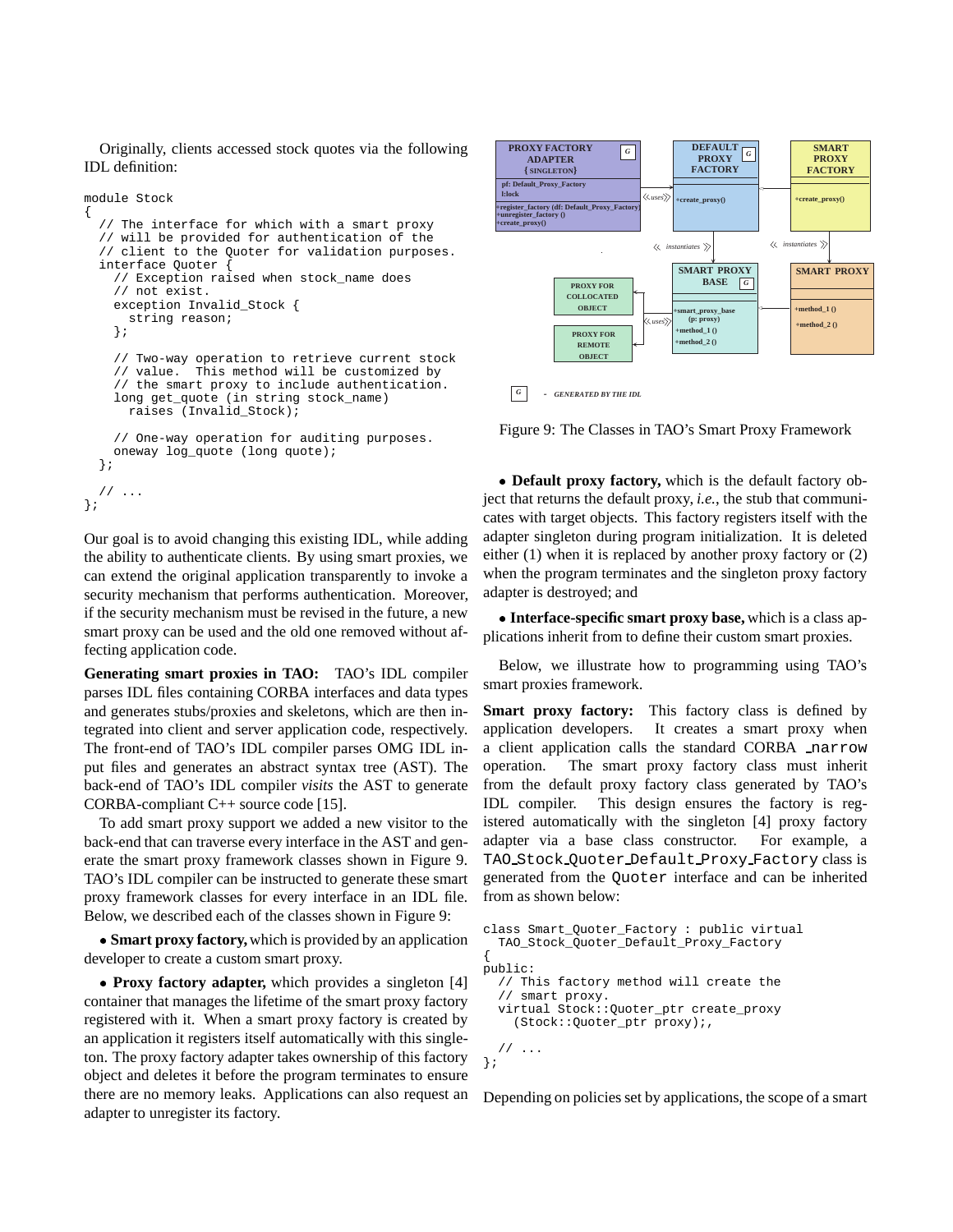Originally, clients accessed stock quotes via the following IDL definition:

```
module Stock
{
  // The interface for which with a smart proxy
  // will be provided for authentication of the
  // client to the Quoter for validation purposes.
  interface Quoter {
    // Exception raised when stock_name does
    // not exist.
    exception Invalid_Stock {
      string reason;
    };

    // Two-way operation to retrieve current stock
    // value.  This method will be customized by
    // the smart proxy to include authentication.
    long get_quote (in string stock_name)
      raises (Invalid_Stock);

    // One-way operation for auditing purposes.
    oneway log_quote (long quote);
  };

  // ...
};
```

Our goal is to avoid changing this existing IDL, while adding the ability to authenticate clients. By using smart proxies, we can extend the original application transparently to invoke a security mechanism that performs authentication. Moreover, if the security mechanism must be revised in the future, a new smart proxy can be used and the old one removed without affecting application code.

**Generating smart proxies in TAO:** TAO's IDL compiler parses IDL files containing CORBA interfaces and data types and generates stubs/proxies and skeletons, which are then integrated into client and server application code, respectively. The front-end of TAO's IDL compiler parses OMG IDL input files and generates an abstract syntax tree (AST). The back-end of TAO's IDL compiler *visits* the AST to generate CORBA-compliant C++ source code [15].

To add smart proxy support we added a new visitor to the back-end that can traverse every interface in the AST and generate the smart proxy framework classes shown in Figure 9. TAO's IDL compiler can be instructed to generate these smart proxy framework classes for every interface in an IDL file. Below, we described each of the classes shown in Figure 9:

- **Smart proxy factory,** which is provided by an application developer to create a custom smart proxy.

- **Proxy factory adapter,** which provides a singleton [4] container that manages the lifetime of the smart proxy factory registered with it. When a smart proxy factory is created by an application it registers itself automatically with this singleton. The proxy factory adapter takes ownership of this factory object and deletes it before the program terminates to ensure there are no memory leaks. Applications can also request an adapter to unregister its factory.

Figure 9: The Classes in TAO's Smart Proxy Framework

- **Default proxy factory,** which is the default factory object that returns the default proxy, *i.e.*, the stub that communicates with target objects. This factory registers itself with the adapter singleton during program initialization. It is deleted either (1) when it is replaced by another proxy factory or (2) when the program terminates and the singleton proxy factory adapter is destroyed; and

- **Interface-specific smart proxy base,** which is a class applications inherit from to define their custom smart proxies.

Below, we illustrate how to programming using TAO's smart proxies framework.

**Smart proxy factory:** This factory class is defined by application developers. It creates a smart proxy when a client application calls the standard CORBA `_narrow` operation. The smart proxy factory class must inherit from the default proxy factory class generated by TAO's IDL compiler. This design ensures the factory is registered automatically with the singleton [4] proxy factory adapter via a base class constructor. For example, a `TAO_Stock_Quoter_Default_Proxy_Factory` class is generated from the `Quoter` interface and can be inherited from as shown below:

```
class Smart_Quoter_Factory : public virtual
  TAO_Stock_Quoter_Default_Proxy_Factory
{
public:
  // This factory method will create the
  // smart proxy.
  virtual Stock::Quoter_ptr create_proxy
    (Stock::Quoter_ptr proxy);,

  // ...
};
```

Depending on policies set by applications, the scope of a smart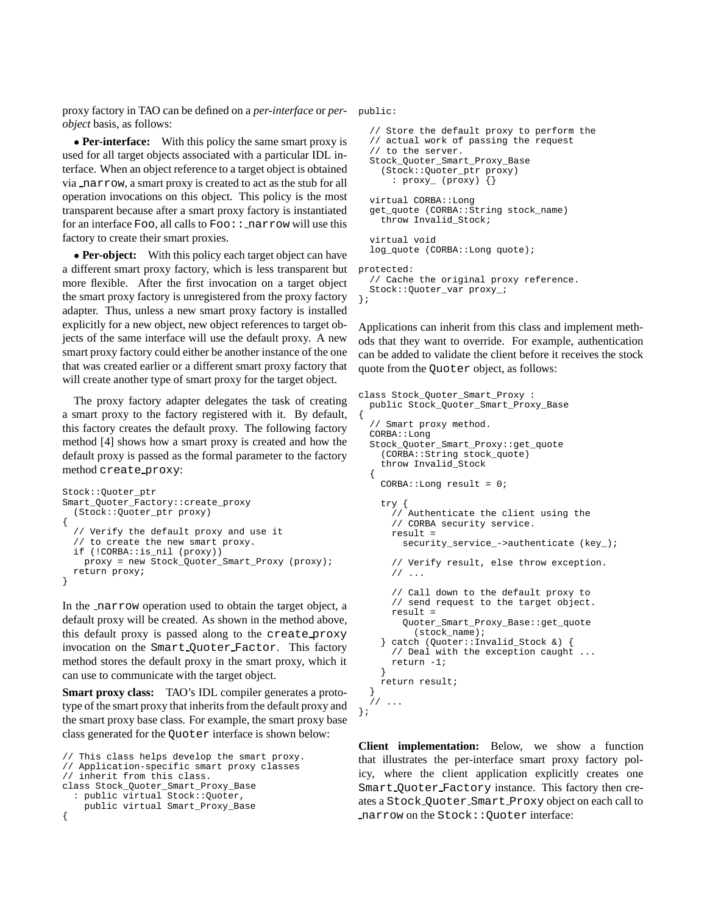proxy factory in TAO can be defined on a *per-interface* or *per-object* basis, as follows:

- **Per-interface:** With this policy the same smart proxy is used for all target objects associated with a particular IDL interface. When an object reference to a target object is obtained via `_narrow`, a smart proxy is created to act as the stub for all operation invocations on this object. This policy is the most transparent because after a smart proxy factory is instantiated for an interface `Foo`, all calls to `Foo::_narrow` will use this factory to create their smart proxies.

- **Per-object:** With this policy each target object can have a different smart proxy factory, which is less transparent but more flexible. After the first invocation on a target object the smart proxy factory is unregistered from the proxy factory adapter. Thus, unless a new smart proxy factory is installed explicitly for a new object, new object references to target objects of the same interface will use the default proxy. A new smart proxy factory could either be another instance of the one that was created earlier or a different smart proxy factory that will create another type of smart proxy for the target object.

The proxy factory adapter delegates the task of creating a smart proxy to the factory registered with it. By default, this factory creates the default proxy. The following factory method [4] shows how a smart proxy is created and how the default proxy is passed as the formal parameter to the factory method `create_proxy`:

```
Stock::Quoter_ptr
Smart_Quoter_Factory::create_proxy
  (Stock::Quoter_ptr proxy)
{
  // Verify the default proxy and use it
  // to create the new smart proxy.
  if (!CORBA::is_nil (proxy))
    proxy = new Stock_Quoter_Smart_Proxy (proxy);
  return proxy;
}
```

In the `_narrow` operation used to obtain the target object, a default proxy will be created. As shown in the method above, this default proxy is passed along to the `create_proxy` invocation on the `Smart_Quoter_Factor`. This factory method stores the default proxy in the smart proxy, which it can use to communicate with the target object.

**Smart proxy class:** TAO's IDL compiler generates a prototype of the smart proxy that inherits from the default proxy and the smart proxy base class. For example, the smart proxy base class generated for the `Quoter` interface is shown below:

```
// This class helps develop the smart proxy.
// Application-specific smart proxy classes
// inherit from this class.
class Stock_Quoter_Smart_Proxy_Base
  : public virtual Stock::Quoter,
    public virtual Smart_Proxy_Base
{
public:

  // Store the default proxy to perform the
  // actual work of passing the request
  // to the server.
  Stock_Quoter_Smart_Proxy_Base
    (Stock::Quoter_ptr proxy)
      : proxy_ (proxy) {}

  virtual CORBA::Long
  get_quote (CORBA::String stock_name)
    throw Invalid_Stock;

  virtual void
  log_quote (CORBA::Long quote);

protected:
  // Cache the original proxy reference.
  Stock::Quoter_var proxy_;
};
```

Applications can inherit from this class and implement methods that they want to override. For example, authentication can be added to validate the client before it receives the stock quote from the `Quoter` object, as follows:

```
class Stock_Quoter_Smart_Proxy :
  public Stock_Quoter_Smart_Proxy_Base
{
  // Smart proxy method.
  CORBA::Long
  Stock_Quoter_Smart_Proxy::get_quote
    (CORBA::String stock_quote)
    throw Invalid_Stock
  {
    CORBA::Long result = 0;

    try {
      // Authenticate the client using the
      // CORBA security service.
      result =
        security_service_->authenticate (key_);

      // Verify result, else throw exception.
      // ...

      // Call down to the default proxy to
      // send request to the target object.
      result =
        Quoter_Smart_Proxy_Base::get_quote
          (stock_name);
    } catch (Quoter::Invalid_Stock &) {
      // Deal with the exception caught ...
      return -1;
    }
    return result;
  }
  // ...
};
```

**Client implementation:** Below, we show a function that illustrates the per-interface smart proxy factory policy, where the client application explicitly creates one `Smart_Quoter_Factory` instance. This factory then creates a `Stock_Quoter_Smart_Proxy` object on each call to `_narrow` on the `Stock::Quoter` interface: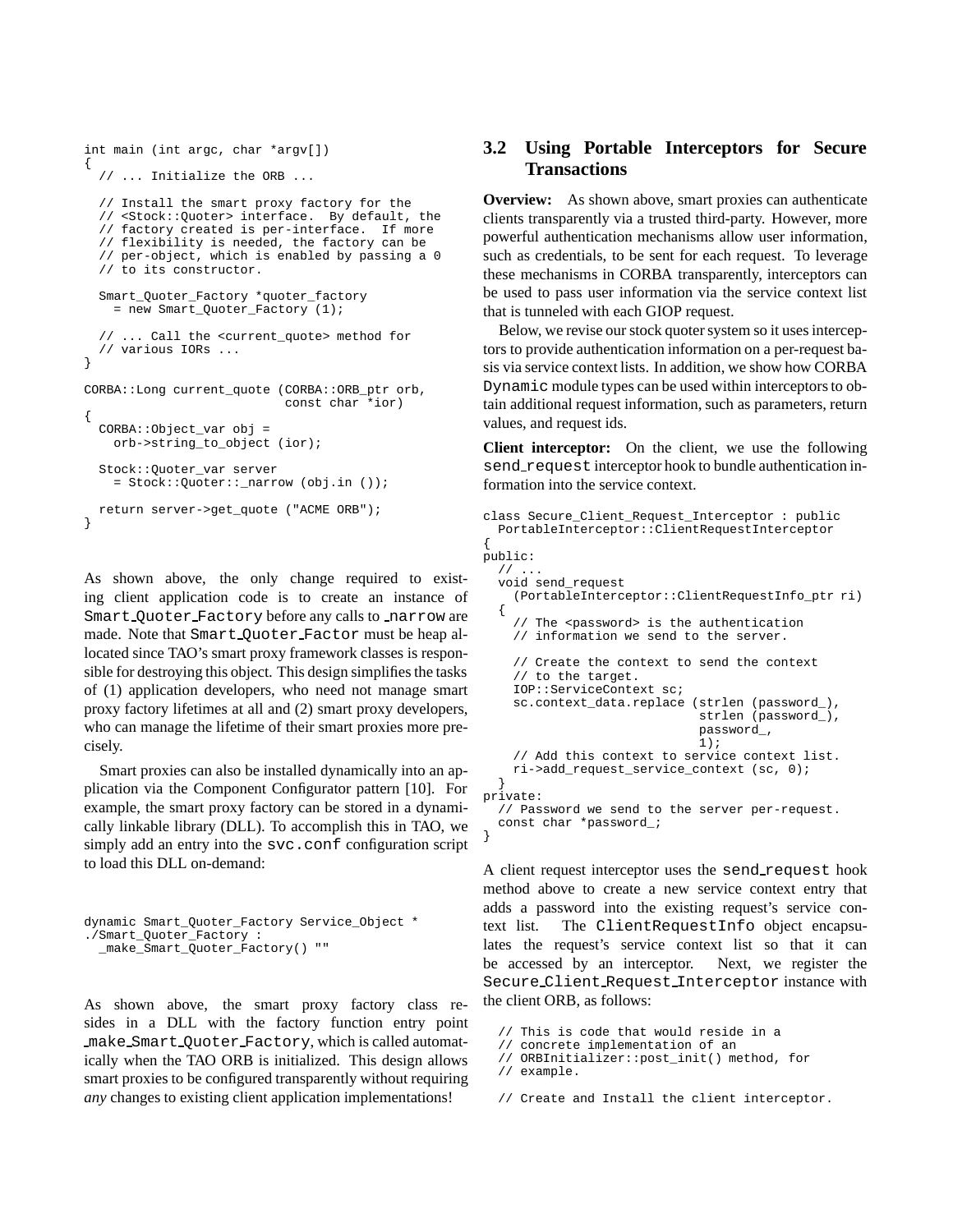```
int main (int argc, char *argv[])
{
  // ... Initialize the ORB ...

  // Install the smart proxy factory for the
  // <Stock::Quoter> interface.  By default, the
  // factory created is per-interface.  If more
  // flexibility is needed, the factory can be
  // per-object, which is enabled by passing a 0
  // to its constructor.

  Smart_Quoter_Factory *quoter_factory
    = new Smart_Quoter_Factory (1);

  // ... Call the <current_quote> method for
  // various IORs ...
}

CORBA::Long current_quote (CORBA::ORB_ptr orb,
                           const char *ior)
{
  CORBA::Object_var obj =
    orb->string_to_object (ior);

  Stock::Quoter_var server
    = Stock::Quoter::_narrow (obj.in ());

  return server->get_quote ("ACME ORB");
}
```

As shown above, the only change required to existing client application code is to create an instance of Smart_Quoter_Factory before any calls to _narrow are made. Note that Smart_Quoter_Factor must be heap allocated since TAO's smart proxy framework classes is responsible for destroying this object. This design simplifies the tasks of (1) application developers, who need not manage smart proxy factory lifetimes at all and (2) smart proxy developers, who can manage the lifetime of their smart proxies more precisely.

Smart proxies can also be installed dynamically into an application via the Component Configurator pattern [10]. For example, the smart proxy factory can be stored in a dynamically linkable library (DLL). To accomplish this in TAO, we simply add an entry into the svc.conf configuration script to load this DLL on-demand:

```
dynamic Smart_Quoter_Factory Service_Object *
./Smart_Quoter_Factory :
  _make_Smart_Quoter_Factory() ""
```

As shown above, the smart proxy factory class resides in a DLL with the factory function entry point _make_Smart_Quoter_Factory, which is called automatically when the TAO ORB is initialized. This design allows smart proxies to be configured transparently without requiring *any* changes to existing client application implementations!

## 3.2 Using Portable Interceptors for Secure Transactions

**Overview:** As shown above, smart proxies can authenticate clients transparently via a trusted third-party. However, more powerful authentication mechanisms allow user information, such as credentials, to be sent for each request. To leverage these mechanisms in CORBA transparently, interceptors can be used to pass user information via the service context list that is tunneled with each GIOP request.

Below, we revise our stock quoter system so it uses interceptors to provide authentication information on a per-request basis via service context lists. In addition, we show how CORBA Dynamic module types can be used within interceptors to obtain additional request information, such as parameters, return values, and request ids.

**Client interceptor:** On the client, we use the following send_request interceptor hook to bundle authentication information into the service context.

```
class Secure_Client_Request_Interceptor : public
  PortableInterceptor::ClientRequestInterceptor
{
public:
  // ...
  void send_request
    (PortableInterceptor::ClientRequestInfo_ptr ri)
  {
    // The <password> is the authentication
    // information we send to the server.

    // Create the context to send the context
    // to the target.
    IOP::ServiceContext sc;
    sc.context_data.replace (strlen (password_),
                             strlen (password_),
                             password_,
                             1);
    // Add this context to service context list.
    ri->add_request_service_context (sc, 0);
  }
private:
  // Password we send to the server per-request.
  const char *password_;
}
```

A client request interceptor uses the send_request hook method above to create a new service context entry that adds a password into the existing request's service context list. The ClientRequestInfo object encapsulates the request's service context list so that it can be accessed by an interceptor. Next, we register the Secure_Client_Request_Interceptor instance with the client ORB, as follows:

```
  // This is code that would reside in a
  // concrete implementation of an
  // ORBInitializer::post_init() method, for
  // example.

  // Create and Install the client interceptor.
```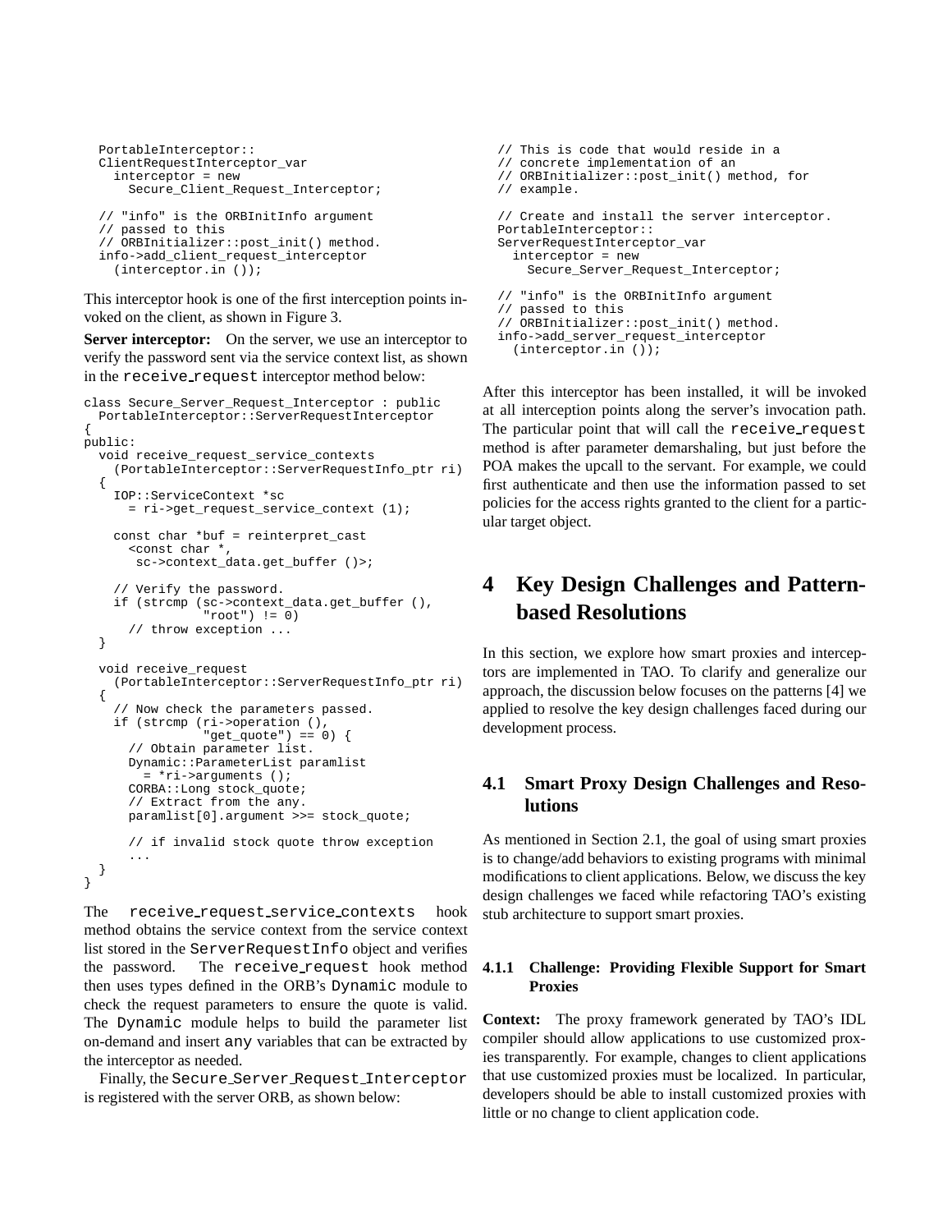```
PortableInterceptor::
ClientRequestInterceptor_var
  interceptor = new
    Secure_Client_Request_Interceptor;

// "info" is the ORBInitInfo argument
// passed to this
// ORBInitializer::post_init() method.
info->add_client_request_interceptor
  (interceptor.in ());
```

This interceptor hook is one of the first interception points invoked on the client, as shown in Figure 3.

**Server interceptor:** On the server, we use an interceptor to verify the password sent via the service context list, as shown in the `receive_request` interceptor method below:

```
class Secure_Server_Request_Interceptor : public
  PortableInterceptor::ServerRequestInterceptor
{
public:
  void receive_request_service_contexts
    (PortableInterceptor::ServerRequestInfo_ptr ri)
  {
    IOP::ServiceContext *sc
      = ri->get_request_service_context (1);

    const char *buf = reinterpret_cast
      <const char *,
       sc->context_data.get_buffer ()>;

    // Verify the password.
    if (strcmp (sc->context_data.get_buffer (),
                "root") != 0)
      // throw exception ...
  }

  void receive_request
    (PortableInterceptor::ServerRequestInfo_ptr ri)
  {
    // Now check the parameters passed.
    if (strcmp (ri->operation (),
                "get_quote") == 0) {
      // Obtain parameter list.
      Dynamic::ParameterList paramlist
        = *ri->arguments ();
      CORBA::Long stock_quote;
      // Extract from the any.
      paramlist[0].argument >>= stock_quote;

      // if invalid stock quote throw exception
      ...
  }
}
```

The `receive_request_service_contexts` hook method obtains the service context from the service context list stored in the `ServerRequestInfo` object and verifies the password. The `receive_request` hook method then uses types defined in the ORB's `Dynamic` module to check the request parameters to ensure the quote is valid. The `Dynamic` module helps to build the parameter list on-demand and insert `any` variables that can be extracted by the interceptor as needed.

Finally, the `Secure_Server_Request_Interceptor` is registered with the server ORB, as shown below:

```
// This is code that would reside in a
// concrete implementation of an
// ORBInitializer::post_init() method, for
// example.

// Create and install the server interceptor.
PortableInterceptor::
ServerRequestInterceptor_var
  interceptor = new
    Secure_Server_Request_Interceptor;

// "info" is the ORBInitInfo argument
// passed to this
// ORBInitializer::post_init() method.
info->add_server_request_interceptor
  (interceptor.in ());
```

After this interceptor has been installed, it will be invoked at all interception points along the server's invocation path. The particular point that will call the `receive_request` method is after parameter demarshaling, but just before the POA makes the upcall to the servant. For example, we could first authenticate and then use the information passed to set policies for the access rights granted to the client for a particular target object.

# 4 Key Design Challenges and Pattern-based Resolutions

In this section, we explore how smart proxies and interceptors are implemented in TAO. To clarify and generalize our approach, the discussion below focuses on the patterns [4] we applied to resolve the key design challenges faced during our development process.

## 4.1 Smart Proxy Design Challenges and Resolutions

As mentioned in Section 2.1, the goal of using smart proxies is to change/add behaviors to existing programs with minimal modifications to client applications. Below, we discuss the key design challenges we faced while refactoring TAO's existing stub architecture to support smart proxies.

### 4.1.1 Challenge: Providing Flexible Support for Smart Proxies

**Context:** The proxy framework generated by TAO's IDL compiler should allow applications to use customized proxies transparently. For example, changes to client applications that use customized proxies must be localized. In particular, developers should be able to install customized proxies with little or no change to client application code.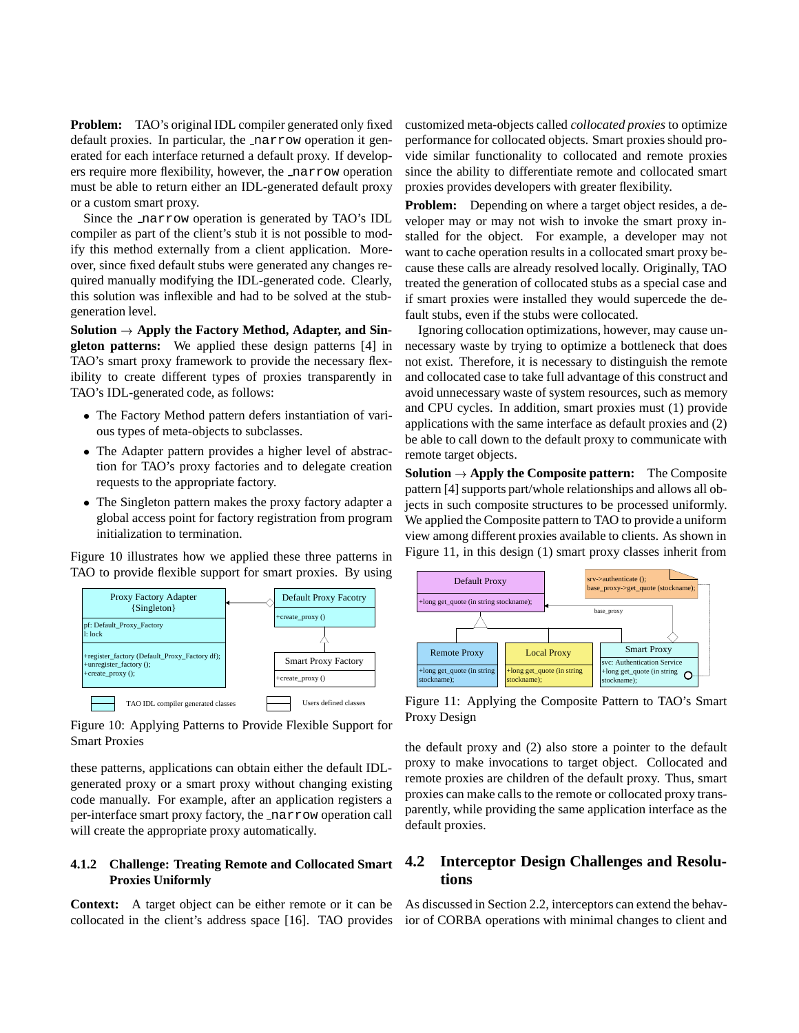**Problem:** TAO's original IDL compiler generated only fixed default proxies. In particular, the _narrow operation it generated for each interface returned a default proxy. If developers require more flexibility, however, the _narrow operation must be able to return either an IDL-generated default proxy or a custom smart proxy.

Since the _narrow operation is generated by TAO's IDL compiler as part of the client's stub it is not possible to modify this method externally from a client application. Moreover, since fixed default stubs were generated any changes required manually modifying the IDL-generated code. Clearly, this solution was inflexible and had to be solved at the stub-generation level.

**Solution → Apply the Factory Method, Adapter, and Singleton patterns:** We applied these design patterns [4] in TAO's smart proxy framework to provide the necessary flexibility to create different types of proxies transparently in TAO's IDL-generated code, as follows:

- The Factory Method pattern defers instantiation of various types of meta-objects to subclasses.
- The Adapter pattern provides a higher level of abstraction for TAO's proxy factories and to delegate creation requests to the appropriate factory.
- The Singleton pattern makes the proxy factory adapter a global access point for factory registration from program initialization to termination.

Figure 10 illustrates how we applied these three patterns in TAO to provide flexible support for smart proxies. By using

Figure 10: Applying Patterns to Provide Flexible Support for Smart Proxies

these patterns, applications can obtain either the default IDL-generated proxy or a smart proxy without changing existing code manually. For example, after an application registers a per-interface smart proxy factory, the _narrow operation call will create the appropriate proxy automatically.

#### 4.1.2 Challenge: Treating Remote and Collocated Smart Proxies Uniformly

**Context:** A target object can be either remote or it can be collocated in the client's address space [16]. TAO provides customized meta-objects called *collocated proxies* to optimize performance for collocated objects. Smart proxies should provide similar functionality to collocated and remote proxies since the ability to differentiate remote and collocated smart proxies provides developers with greater flexibility.

**Problem:** Depending on where a target object resides, a developer may or may not wish to invoke the smart proxy installed for the object. For example, a developer may not want to cache operation results in a collocated smart proxy because these calls are already resolved locally. Originally, TAO treated the generation of collocated stubs as a special case and if smart proxies were installed they would supercede the default stubs, even if the stubs were collocated.

Ignoring collocation optimizations, however, may cause unnecessary waste by trying to optimize a bottleneck that does not exist. Therefore, it is necessary to distinguish the remote and collocated case to take full advantage of this construct and avoid unnecessary waste of system resources, such as memory and CPU cycles. In addition, smart proxies must (1) provide applications with the same interface as default proxies and (2) be able to call down to the default proxy to communicate with remote target objects.

**Solution → Apply the Composite pattern:** The Composite pattern [4] supports part/whole relationships and allows all objects in such composite structures to be processed uniformly. We applied the Composite pattern to TAO to provide a uniform view among different proxies available to clients. As shown in Figure 11, in this design (1) smart proxy classes inherit from

Figure 11: Applying the Composite Pattern to TAO's Smart Proxy Design

the default proxy and (2) also store a pointer to the default proxy to make invocations to target object. Collocated and remote proxies are children of the default proxy. Thus, smart proxies can make calls to the remote or collocated proxy transparently, while providing the same application interface as the default proxies.

## 4.2 Interceptor Design Challenges and Resolutions

As discussed in Section 2.2, interceptors can extend the behavior of CORBA operations with minimal changes to client and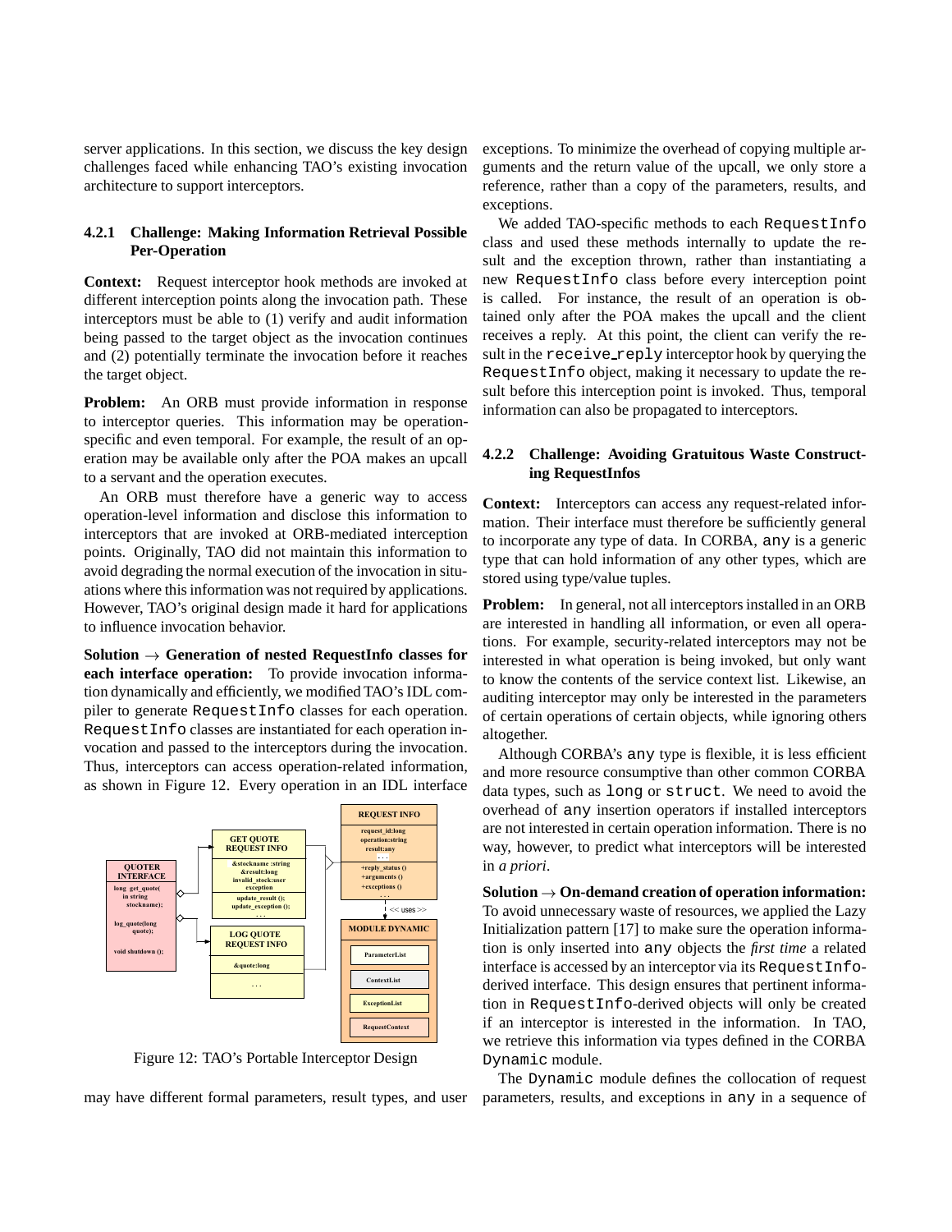server applications. In this section, we discuss the key design challenges faced while enhancing TAO's existing invocation architecture to support interceptors.

#### 4.2.1 Challenge: Making Information Retrieval Possible Per-Operation

**Context:** Request interceptor hook methods are invoked at different interception points along the invocation path. These interceptors must be able to (1) verify and audit information being passed to the target object as the invocation continues and (2) potentially terminate the invocation before it reaches the target object.

**Problem:** An ORB must provide information in response to interceptor queries. This information may be operation-specific and even temporal. For example, the result of an operation may be available only after the POA makes an upcall to a servant and the operation executes.

An ORB must therefore have a generic way to access operation-level information and disclose this information to interceptors that are invoked at ORB-mediated interception points. Originally, TAO did not maintain this information to avoid degrading the normal execution of the invocation in situations where this information was not required by applications. However, TAO's original design made it hard for applications to influence invocation behavior.

**Solution → Generation of nested RequestInfo classes for each interface operation:** To provide invocation information dynamically and efficiently, we modified TAO's IDL compiler to generate `RequestInfo` classes for each operation. `RequestInfo` classes are instantiated for each operation invocation and passed to the interceptors during the invocation. Thus, interceptors can access operation-related information, as shown in Figure 12. Every operation in an IDL interface may have different formal parameters, result types, and user exceptions. To minimize the overhead of copying multiple arguments and the return value of the upcall, we only store a reference, rather than a copy of the parameters, results, and exceptions.

Figure 12: TAO's Portable Interceptor Design

We added TAO-specific methods to each `RequestInfo` class and used these methods internally to update the result and the exception thrown, rather than instantiating a new `RequestInfo` class before every interception point is called. For instance, the result of an operation is obtained only after the POA makes the upcall and the client receives a reply. At this point, the client can verify the result in the `receive_reply` interceptor hook by querying the `RequestInfo` object, making it necessary to update the result before this interception point is invoked. Thus, temporal information can also be propagated to interceptors.

#### 4.2.2 Challenge: Avoiding Gratuitous Waste Constructing RequestInfos

**Context:** Interceptors can access any request-related information. Their interface must therefore be sufficiently general to incorporate any type of data. In CORBA, `any` is a generic type that can hold information of any other types, which are stored using type/value tuples.

**Problem:** In general, not all interceptors installed in an ORB are interested in handling all information, or even all operations. For example, security-related interceptors may not be interested in what operation is being invoked, but only want to know the contents of the service context list. Likewise, an auditing interceptor may only be interested in the parameters of certain operations of certain objects, while ignoring others altogether.

Although CORBA's `any` type is flexible, it is less efficient and more resource consumptive than other common CORBA data types, such as `long` or `struct`. We need to avoid the overhead of `any` insertion operators if installed interceptors are not interested in certain operation information. There is no way, however, to predict what interceptors will be interested in *a priori*.

**Solution → On-demand creation of operation information:** To avoid unnecessary waste of resources, we applied the Lazy Initialization pattern [17] to make sure the operation information is only inserted into `any` objects the *first time* a related interface is accessed by an interceptor via its `RequestInfo`-derived interface. This design ensures that pertinent information in `RequestInfo`-derived objects will only be created if an interceptor is interested in the information. In TAO, we retrieve this information via types defined in the CORBA `Dynamic` module.

The `Dynamic` module defines the collocation of request parameters, results, and exceptions in `any` in a sequence of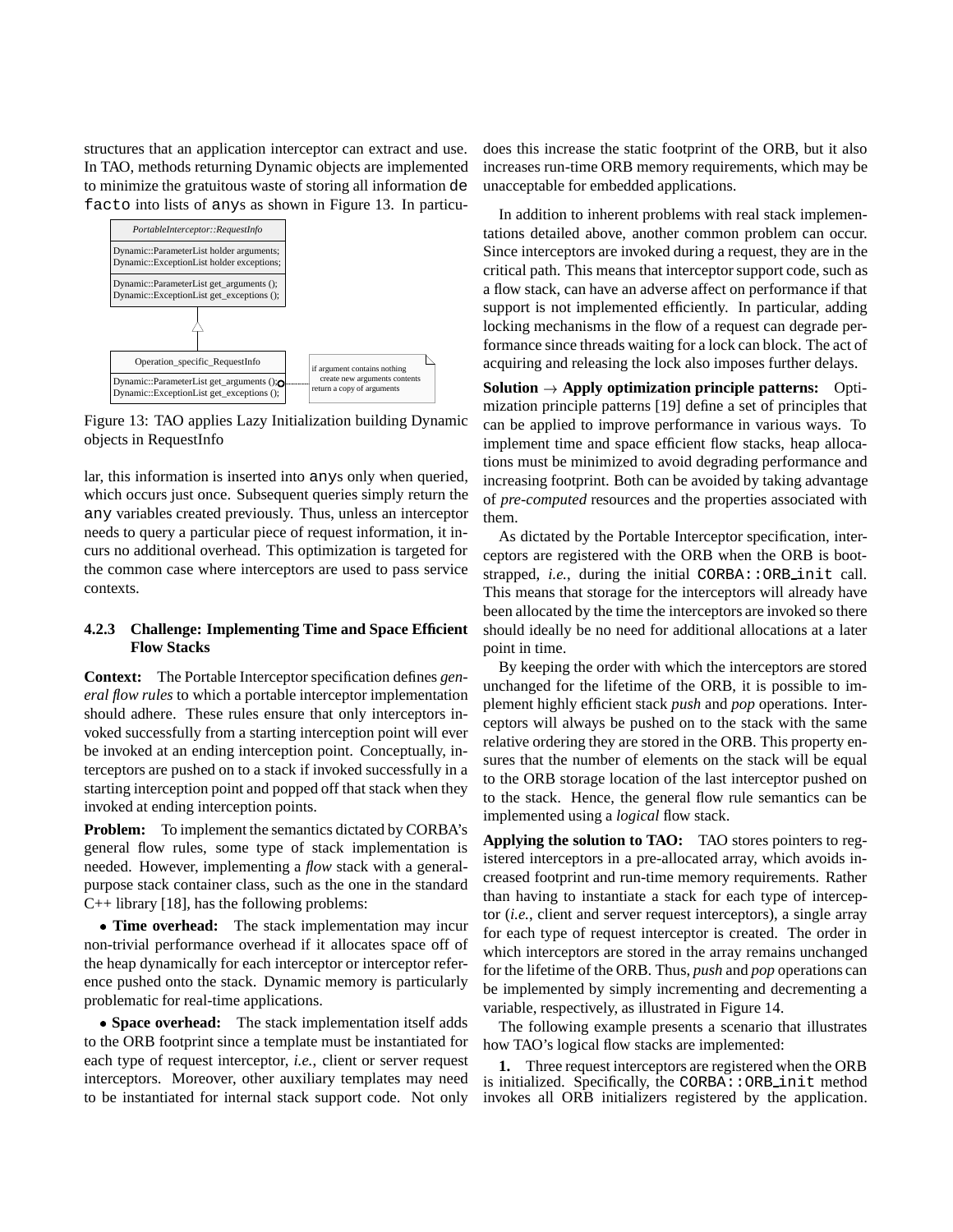structures that an application interceptor can extract and use. In TAO, methods returning Dynamic objects are implemented to minimize the gratuitous waste of storing all information de facto into lists of anys as shown in Figure 13. In particular, this information is inserted into anys only when queried, which occurs just once. Subsequent queries simply return the any variables created previously. Thus, unless an interceptor needs to query a particular piece of request information, it incurs no additional overhead. This optimization is targeted for the common case where interceptors are used to pass service contexts.

Figure 13: TAO applies Lazy Initialization building Dynamic objects in RequestInfo

### 4.2.3 Challenge: Implementing Time and Space Efficient Flow Stacks

**Context:** The Portable Interceptor specification defines *general flow rules* to which a portable interceptor implementation should adhere. These rules ensure that only interceptors invoked successfully from a starting interception point will ever be invoked at an ending interception point. Conceptually, interceptors are pushed on to a stack if invoked successfully in a starting interception point and popped off that stack when they invoked at ending interception points.

**Problem:** To implement the semantics dictated by CORBA's general flow rules, some type of stack implementation is needed. However, implementing a *flow* stack with a general-purpose stack container class, such as the one in the standard C++ library [18], has the following problems:

- **Time overhead:** The stack implementation may incur non-trivial performance overhead if it allocates space off of the heap dynamically for each interceptor or interceptor reference pushed onto the stack. Dynamic memory is particularly problematic for real-time applications.

- **Space overhead:** The stack implementation itself adds to the ORB footprint since a template must be instantiated for each type of request interceptor, *i.e.*, client or server request interceptors. Moreover, other auxiliary templates may need to be instantiated for internal stack support code. Not only does this increase the static footprint of the ORB, but it also increases run-time ORB memory requirements, which may be unacceptable for embedded applications.

In addition to inherent problems with real stack implementations detailed above, another common problem can occur. Since interceptors are invoked during a request, they are in the critical path. This means that interceptor support code, such as a flow stack, can have an adverse affect on performance if that support is not implemented efficiently. In particular, adding locking mechanisms in the flow of a request can degrade performance since threads waiting for a lock can block. The act of acquiring and releasing the lock also imposes further delays.

**Solution → Apply optimization principle patterns:** Optimization principle patterns [19] define a set of principles that can be applied to improve performance in various ways. To implement time and space efficient flow stacks, heap allocations must be minimized to avoid degrading performance and increasing footprint. Both can be avoided by taking advantage of *pre-computed* resources and the properties associated with them.

As dictated by the Portable Interceptor specification, interceptors are registered with the ORB when the ORB is bootstrapped, *i.e.*, during the initial CORBA::ORB_init call. This means that storage for the interceptors will already have been allocated by the time the interceptors are invoked so there should ideally be no need for additional allocations at a later point in time.

By keeping the order with which the interceptors are stored unchanged for the lifetime of the ORB, it is possible to implement highly efficient stack *push* and *pop* operations. Interceptors will always be pushed on to the stack with the same relative ordering they are stored in the ORB. This property ensures that the number of elements on the stack will be equal to the ORB storage location of the last interceptor pushed on to the stack. Hence, the general flow rule semantics can be implemented using a *logical* flow stack.

**Applying the solution to TAO:** TAO stores pointers to registered interceptors in a pre-allocated array, which avoids increased footprint and run-time memory requirements. Rather than having to instantiate a stack for each type of interceptor (*i.e.*, client and server request interceptors), a single array for each type of request interceptor is created. The order in which interceptors are stored in the array remains unchanged for the lifetime of the ORB. Thus, *push* and *pop* operations can be implemented by simply incrementing and decrementing a variable, respectively, as illustrated in Figure 14.

The following example presents a scenario that illustrates how TAO's logical flow stacks are implemented:

**1.** Three request interceptors are registered when the ORB is initialized. Specifically, the CORBA::ORB_init method invokes all ORB initializers registered by the application.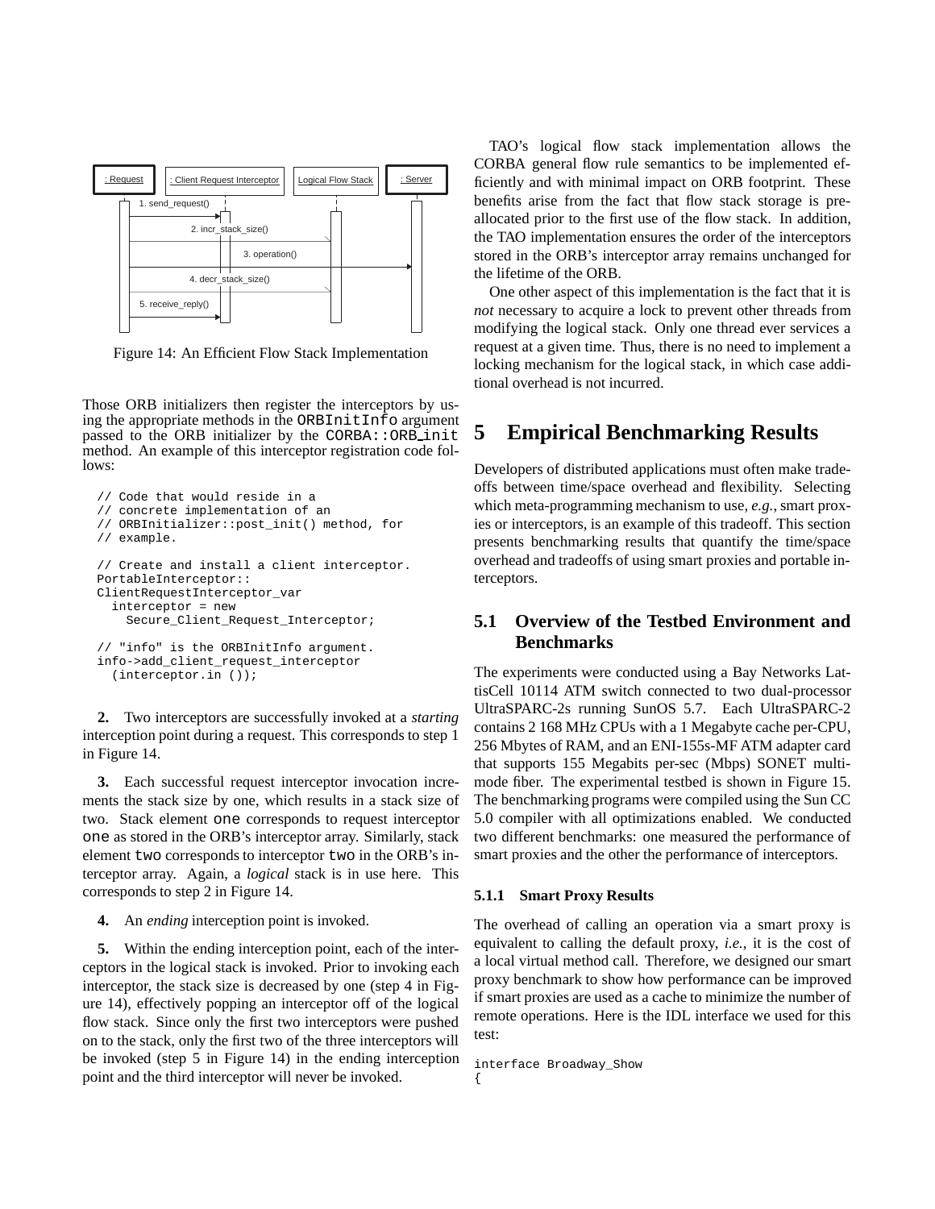Figure 14: An Efficient Flow Stack Implementation

Those ORB initializers then register the interceptors by using the appropriate methods in the ORBInitInfo argument passed to the ORB initializer by the CORBA::ORB_init method. An example of this interceptor registration code follows:

```
// Code that would reside in a
// concrete implementation of an
// ORBInitializer::post_init() method, for
// example.

// Create and install a client interceptor.
PortableInterceptor::
ClientRequestInterceptor_var
  interceptor = new
    Secure_Client_Request_Interceptor;

// "info" is the ORBInitInfo argument.
info->add_client_request_interceptor
  (interceptor.in ());
```

**2.** Two interceptors are successfully invoked at a *starting* interception point during a request. This corresponds to step 1 in Figure 14.

**3.** Each successful request interceptor invocation increments the stack size by one, which results in a stack size of two. Stack element one corresponds to request interceptor one as stored in the ORB's interceptor array. Similarly, stack element two corresponds to interceptor two in the ORB's interceptor array. Again, a *logical* stack is in use here. This corresponds to step 2 in Figure 14.

**4.** An *ending* interception point is invoked.

**5.** Within the ending interception point, each of the interceptors in the logical stack is invoked. Prior to invoking each interceptor, the stack size is decreased by one (step 4 in Figure 14), effectively popping an interceptor off of the logical flow stack. Since only the first two interceptors were pushed on to the stack, only the first two of the three interceptors will be invoked (step 5 in Figure 14) in the ending interception point and the third interceptor will never be invoked.

TAO's logical flow stack implementation allows the CORBA general flow rule semantics to be implemented efficiently and with minimal impact on ORB footprint. These benefits arise from the fact that flow stack storage is preallocated prior to the first use of the flow stack. In addition, the TAO implementation ensures the order of the interceptors stored in the ORB's interceptor array remains unchanged for the lifetime of the ORB.

One other aspect of this implementation is the fact that it is *not* necessary to acquire a lock to prevent other threads from modifying the logical stack. Only one thread ever services a request at a given time. Thus, there is no need to implement a locking mechanism for the logical stack, in which case additional overhead is not incurred.

# 5 Empirical Benchmarking Results

Developers of distributed applications must often make tradeoffs between time/space overhead and flexibility. Selecting which meta-programming mechanism to use, *e.g.*, smart proxies or interceptors, is an example of this tradeoff. This section presents benchmarking results that quantify the time/space overhead and tradeoffs of using smart proxies and portable interceptors.

## 5.1 Overview of the Testbed Environment and Benchmarks

The experiments were conducted using a Bay Networks LattisCell 10114 ATM switch connected to two dual-processor UltraSPARC-2s running SunOS 5.7. Each UltraSPARC-2 contains 2 168 MHz CPUs with a 1 Megabyte cache per-CPU, 256 Mbytes of RAM, and an ENI-155s-MF ATM adapter card that supports 155 Megabits per-sec (Mbps) SONET multimode fiber. The experimental testbed is shown in Figure 15. The benchmarking programs were compiled using the Sun CC 5.0 compiler with all optimizations enabled. We conducted two different benchmarks: one measured the performance of smart proxies and the other the performance of interceptors.

### 5.1.1 Smart Proxy Results

The overhead of calling an operation via a smart proxy is equivalent to calling the default proxy, *i.e.*, it is the cost of a local virtual method call. Therefore, we designed our smart proxy benchmark to show how performance can be improved if smart proxies are used as a cache to minimize the number of remote operations. Here is the IDL interface we used for this test:

```
interface Broadway_Show
{
```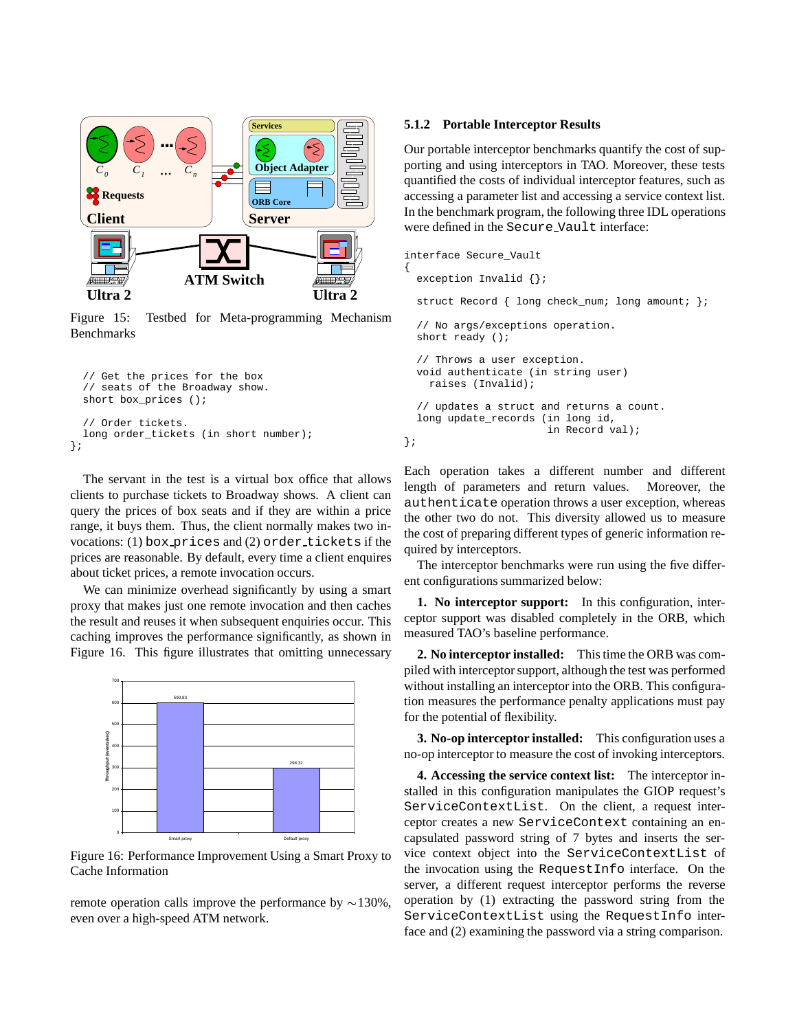Figure 15: Testbed for Meta-programming Mechanism Benchmarks

```
  // Get the prices for the box
  // seats of the Broadway show.
  short box_prices ();

  // Order tickets.
  long order_tickets (in short number);
};
```

The servant in the test is a virtual box office that allows clients to purchase tickets to Broadway shows. A client can query the prices of box seats and if they are within a price range, it buys them. Thus, the client normally makes two invocations: (1) `box_prices` and (2) `order_tickets` if the prices are reasonable. By default, every time a client enquires about ticket prices, a remote invocation occurs.

We can minimize overhead significantly by using a smart proxy that makes just one remote invocation and then caches the result and reuses it when subsequent enquiries occur. This caching improves the performance significantly, as shown in Figure 16. This figure illustrates that omitting unnecessary

Figure 16: Performance Improvement Using a Smart Proxy to Cache Information

remote operation calls improve the performance by ∼130%, even over a high-speed ATM network.

### 5.1.2 Portable Interceptor Results

Our portable interceptor benchmarks quantify the cost of supporting and using interceptors in TAO. Moreover, these tests quantified the costs of individual interceptor features, such as accessing a parameter list and accessing a service context list. In the benchmark program, the following three IDL operations were defined in the `Secure_Vault` interface:

```
interface Secure_Vault
{
  exception Invalid {};

  struct Record { long check_num; long amount; };

  // No args/exceptions operation.
  short ready ();

  // Throws a user exception.
  void authenticate (in string user)
    raises (Invalid);

  // updates a struct and returns a count.
  long update_records (in long id,
                       in Record val);
};
```

Each operation takes a different number and different length of parameters and return values. Moreover, the `authenticate` operation throws a user exception, whereas the other two do not. This diversity allowed us to measure the cost of preparing different types of generic information required by interceptors.

The interceptor benchmarks were run using the five different configurations summarized below:

**1. No interceptor support:** In this configuration, interceptor support was disabled completely in the ORB, which measured TAO's baseline performance.

**2. No interceptor installed:** This time the ORB was compiled with interceptor support, although the test was performed without installing an interceptor into the ORB. This configuration measures the performance penalty applications must pay for the potential of flexibility.

**3. No-op interceptor installed:** This configuration uses a no-op interceptor to measure the cost of invoking interceptors.

**4. Accessing the service context list:** The interceptor installed in this configuration manipulates the GIOP request's `ServiceContextList`. On the client, a request interceptor creates a new `ServiceContext` containing an encapsulated password string of 7 bytes and inserts the service context object into the `ServiceContextList` of the invocation using the `RequestInfo` interface. On the server, a different request interceptor performs the reverse operation by (1) extracting the password string from the `ServiceContextList` using the `RequestInfo` interface and (2) examining the password via a string comparison.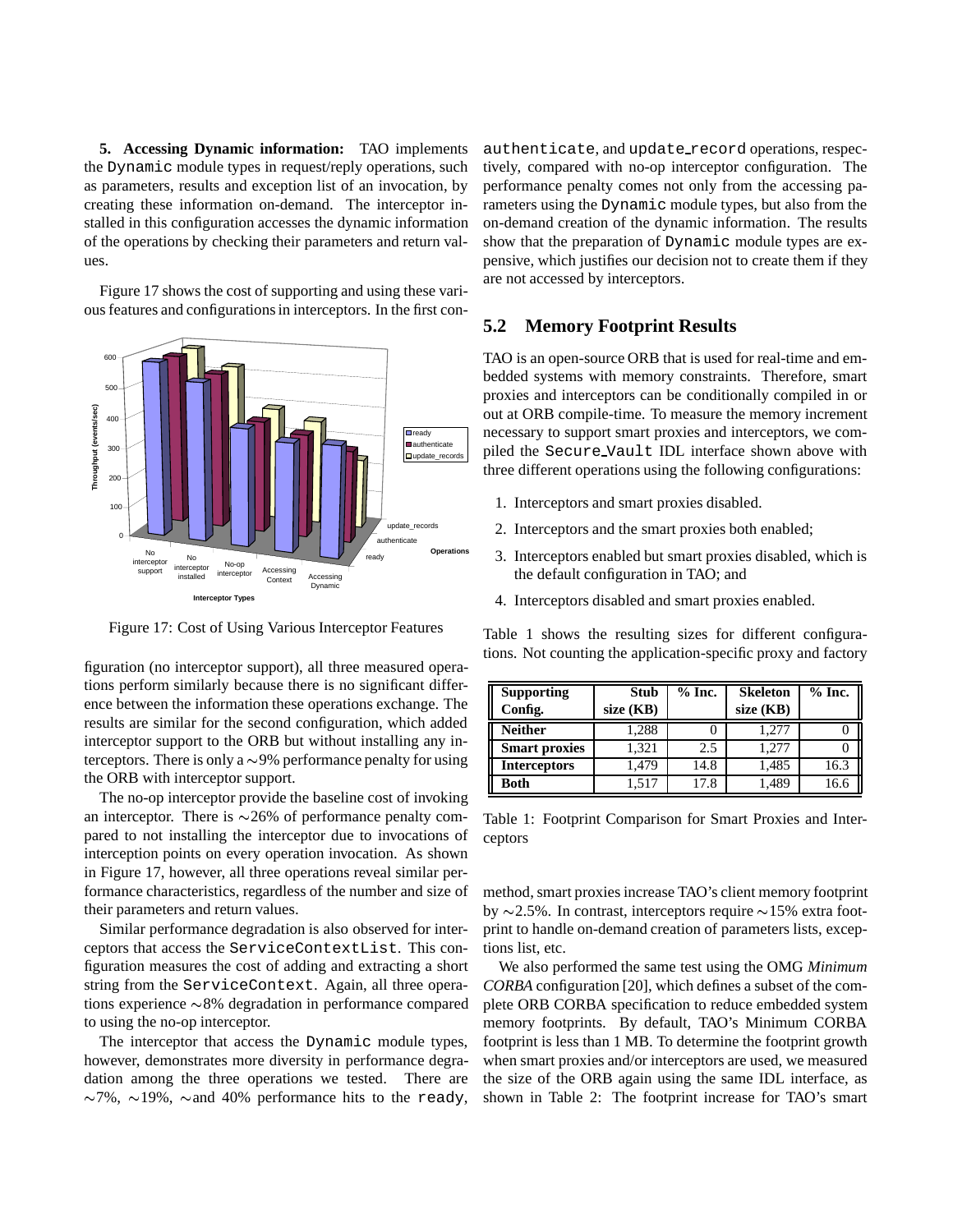**5. Accessing Dynamic information:** TAO implements the `Dynamic` module types in request/reply operations, such as parameters, results and exception list of an invocation, by creating these information on-demand. The interceptor installed in this configuration accesses the dynamic information of the operations by checking their parameters and return values.

Figure 17 shows the cost of supporting and using these various features and configurations in interceptors. In the first configuration (no interceptor support), all three measured operations perform similarly because there is no significant difference between the information these operations exchange. The results are similar for the second configuration, which added interceptor support to the ORB but without installing any interceptors. There is only a ∼9% performance penalty for using the ORB with interceptor support.

Figure 17: Cost of Using Various Interceptor Features

The no-op interceptor provide the baseline cost of invoking an interceptor. There is ∼26% of performance penalty compared to not installing the interceptor due to invocations of interception points on every operation invocation. As shown in Figure 17, however, all three operations reveal similar performance characteristics, regardless of the number and size of their parameters and return values.

Similar performance degradation is also observed for interceptors that access the `ServiceContextList`. This configuration measures the cost of adding and extracting a short string from the `ServiceContext`. Again, all three operations experience ∼8% degradation in performance compared to using the no-op interceptor.

The interceptor that access the `Dynamic` module types, however, demonstrates more diversity in performance degradation among the three operations we tested. There are ∼7%, ∼19%, ∼and 40% performance hits to the `ready`, `authenticate`, and `update_record` operations, respectively, compared with no-op interceptor configuration. The performance penalty comes not only from the accessing parameters using the `Dynamic` module types, but also from the on-demand creation of the dynamic information. The results show that the preparation of `Dynamic` module types are expensive, which justifies our decision not to create them if they are not accessed by interceptors.

## 5.2 Memory Footprint Results

TAO is an open-source ORB that is used for real-time and embedded systems with memory constraints. Therefore, smart proxies and interceptors can be conditionally compiled in or out at ORB compile-time. To measure the memory increment necessary to support smart proxies and interceptors, we compiled the `Secure_Vault` IDL interface shown above with three different operations using the following configurations:

1. Interceptors and smart proxies disabled.
2. Interceptors and the smart proxies both enabled;
3. Interceptors enabled but smart proxies disabled, which is the default configuration in TAO; and
4. Interceptors disabled and smart proxies enabled.

Table 1 shows the resulting sizes for different configurations. Not counting the application-specific proxy and factory method, smart proxies increase TAO's client memory footprint by ∼2.5%. In contrast, interceptors require ∼15% extra footprint to handle on-demand creation of parameters lists, exceptions list, etc.

| Supporting Config. | Stub size (KB) | % Inc. | Skeleton size (KB) | % Inc. |
|---|---|---|---|---|
| **Neither** | 1,288 | 0 | 1,277 | 0 |
| **Smart proxies** | 1,321 | 2.5 | 1,277 | 0 |
| **Interceptors** | 1,479 | 14.8 | 1,485 | 16.3 |
| **Both** | 1,517 | 17.8 | 1,489 | 16.6 |

Table 1: Footprint Comparison for Smart Proxies and Interceptors

We also performed the same test using the OMG *Minimum CORBA* configuration [20], which defines a subset of the complete ORB CORBA specification to reduce embedded system memory footprints. By default, TAO's Minimum CORBA footprint is less than 1 MB. To determine the footprint growth when smart proxies and/or interceptors are used, we measured the size of the ORB again using the same IDL interface, as shown in Table 2: The footprint increase for TAO's smart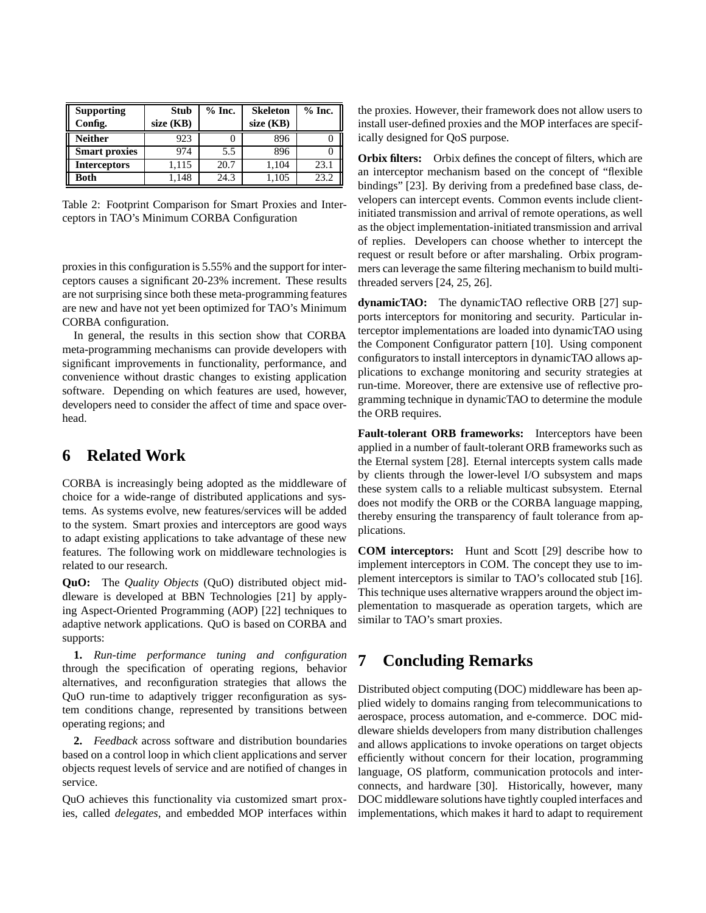| Supporting Config. | Stub size (KB) | % Inc. | Skeleton size (KB) | % Inc. |
|---|---|---|---|---|
| **Neither** | 923 | 0 | 896 | 0 |
| **Smart proxies** | 974 | 5.5 | 896 | 0 |
| **Interceptors** | 1,115 | 20.7 | 1,104 | 23.1 |
| **Both** | 1,148 | 24.3 | 1,105 | 23.2 |

Table 2: Footprint Comparison for Smart Proxies and Interceptors in TAO's Minimum CORBA Configuration

proxies in this configuration is 5.55% and the support for interceptors causes a significant 20-23% increment. These results are not surprising since both these meta-programming features are new and have not yet been optimized for TAO's Minimum CORBA configuration.

In general, the results in this section show that CORBA meta-programming mechanisms can provide developers with significant improvements in functionality, performance, and convenience without drastic changes to existing application software. Depending on which features are used, however, developers need to consider the affect of time and space overhead.

# 6 Related Work

CORBA is increasingly being adopted as the middleware of choice for a wide-range of distributed applications and systems. As systems evolve, new features/services will be added to the system. Smart proxies and interceptors are good ways to adapt existing applications to take advantage of these new features. The following work on middleware technologies is related to our research.

**QuO:** The *Quality Objects* (QuO) distributed object middleware is developed at BBN Technologies [21] by applying Aspect-Oriented Programming (AOP) [22] techniques to adaptive network applications. QuO is based on CORBA and supports:

**1.** *Run-time performance tuning and configuration* through the specification of operating regions, behavior alternatives, and reconfiguration strategies that allows the QuO run-time to adaptively trigger reconfiguration as system conditions change, represented by transitions between operating regions; and

**2.** *Feedback* across software and distribution boundaries based on a control loop in which client applications and server objects request levels of service and are notified of changes in service.

QuO achieves this functionality via customized smart proxies, called *delegates*, and embedded MOP interfaces within the proxies. However, their framework does not allow users to install user-defined proxies and the MOP interfaces are specifically designed for QoS purpose.

**Orbix filters:** Orbix defines the concept of filters, which are an interceptor mechanism based on the concept of "flexible bindings" [23]. By deriving from a predefined base class, developers can intercept events. Common events include client-initiated transmission and arrival of remote operations, as well as the object implementation-initiated transmission and arrival of replies. Developers can choose whether to intercept the request or result before or after marshaling. Orbix programmers can leverage the same filtering mechanism to build multi-threaded servers [24, 25, 26].

**dynamicTAO:** The dynamicTAO reflective ORB [27] supports interceptors for monitoring and security. Particular interceptor implementations are loaded into dynamicTAO using the Component Configurator pattern [10]. Using component configurators to install interceptors in dynamicTAO allows applications to exchange monitoring and security strategies at run-time. Moreover, there are extensive use of reflective programming technique in dynamicTAO to determine the module the ORB requires.

**Fault-tolerant ORB frameworks:** Interceptors have been applied in a number of fault-tolerant ORB frameworks such as the Eternal system [28]. Eternal intercepts system calls made by clients through the lower-level I/O subsystem and maps these system calls to a reliable multicast subsystem. Eternal does not modify the ORB or the CORBA language mapping, thereby ensuring the transparency of fault tolerance from applications.

**COM interceptors:** Hunt and Scott [29] describe how to implement interceptors in COM. The concept they use to implement interceptors is similar to TAO's collocated stub [16]. This technique uses alternative wrappers around the object implementation to masquerade as operation targets, which are similar to TAO's smart proxies.

# 7 Concluding Remarks

Distributed object computing (DOC) middleware has been applied widely to domains ranging from telecommunications to aerospace, process automation, and e-commerce. DOC middleware shields developers from many distribution challenges and allows applications to invoke operations on target objects efficiently without concern for their location, programming language, OS platform, communication protocols and interconnects, and hardware [30]. Historically, however, many DOC middleware solutions have tightly coupled interfaces and implementations, which makes it hard to adapt to requirement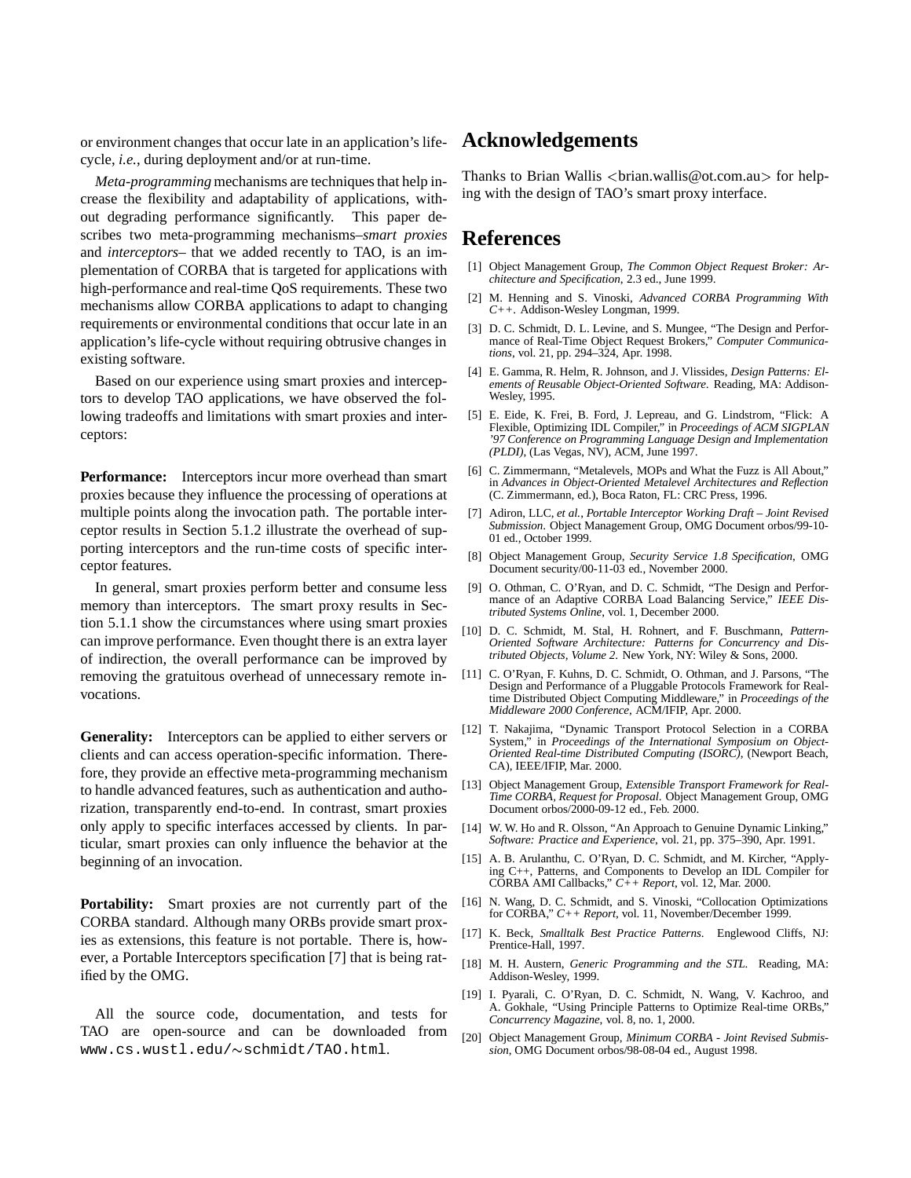or environment changes that occur late in an application's life-cycle, *i.e.*, during deployment and/or at run-time.

*Meta-programming* mechanisms are techniques that help increase the flexibility and adaptability of applications, without degrading performance significantly. This paper describes two meta-programming mechanisms–*smart proxies* and *interceptors*– that we added recently to TAO, is an implementation of CORBA that is targeted for applications with high-performance and real-time QoS requirements. These two mechanisms allow CORBA applications to adapt to changing requirements or environmental conditions that occur late in an application's life-cycle without requiring obtrusive changes in existing software.

Based on our experience using smart proxies and interceptors to develop TAO applications, we have observed the following tradeoffs and limitations with smart proxies and interceptors:

**Performance:** Interceptors incur more overhead than smart proxies because they influence the processing of operations at multiple points along the invocation path. The portable interceptor results in Section 5.1.2 illustrate the overhead of supporting interceptors and the run-time costs of specific interceptor features.

In general, smart proxies perform better and consume less memory than interceptors. The smart proxy results in Section 5.1.1 show the circumstances where using smart proxies can improve performance. Even thought there is an extra layer of indirection, the overall performance can be improved by removing the gratuitous overhead of unnecessary remote invocations.

**Generality:** Interceptors can be applied to either servers or clients and can access operation-specific information. Therefore, they provide an effective meta-programming mechanism to handle advanced features, such as authentication and authorization, transparently end-to-end. In contrast, smart proxies only apply to specific interfaces accessed by clients. In particular, smart proxies can only influence the behavior at the beginning of an invocation.

**Portability:** Smart proxies are not currently part of the CORBA standard. Although many ORBs provide smart proxies as extensions, this feature is not portable. There is, however, a Portable Interceptors specification [7] that is being ratified by the OMG.

All the source code, documentation, and tests for TAO are open-source and can be downloaded from `www.cs.wustl.edu/~schmidt/TAO.html`.

## Acknowledgements

Thanks to Brian Wallis <brian.wallis@ot.com.au> for helping with the design of TAO's smart proxy interface.

## References

[1] Object Management Group, *The Common Object Request Broker: Architecture and Specification*, 2.3 ed., June 1999.

[2] M. Henning and S. Vinoski, *Advanced CORBA Programming With C++*. Addison-Wesley Longman, 1999.

[3] D. C. Schmidt, D. L. Levine, and S. Mungee, "The Design and Performance of Real-Time Object Request Brokers," *Computer Communications*, vol. 21, pp. 294–324, Apr. 1998.

[4] E. Gamma, R. Helm, R. Johnson, and J. Vlissides, *Design Patterns: Elements of Reusable Object-Oriented Software*. Reading, MA: Addison-Wesley, 1995.

[5] E. Eide, K. Frei, B. Ford, J. Lepreau, and G. Lindstrom, "Flick: A Flexible, Optimizing IDL Compiler," in *Proceedings of ACM SIGPLAN '97 Conference on Programming Language Design and Implementation (PLDI)*, (Las Vegas, NV), ACM, June 1997.

[6] C. Zimmermann, "Metalevels, MOPs and What the Fuzz is All About," in *Advances in Object-Oriented Metalevel Architectures and Reflection* (C. Zimmermann, ed.), Boca Raton, FL: CRC Press, 1996.

[7] Adiron, LLC, *et al.*, *Portable Interceptor Working Draft – Joint Revised Submission*. Object Management Group, OMG Document orbos/99-10-01 ed., October 1999.

[8] Object Management Group, *Security Service 1.8 Specification*, OMG Document security/00-11-03 ed., November 2000.

[9] O. Othman, C. O'Ryan, and D. C. Schmidt, "The Design and Performance of an Adaptive CORBA Load Balancing Service," *IEEE Distributed Systems Online*, vol. 1, December 2000.

[10] D. C. Schmidt, M. Stal, H. Rohnert, and F. Buschmann, *Pattern-Oriented Software Architecture: Patterns for Concurrency and Distributed Objects, Volume 2*. New York, NY: Wiley & Sons, 2000.

[11] C. O'Ryan, F. Kuhns, D. C. Schmidt, O. Othman, and J. Parsons, "The Design and Performance of a Pluggable Protocols Framework for Real-time Distributed Object Computing Middleware," in *Proceedings of the Middleware 2000 Conference*, ACM/IFIP, Apr. 2000.

[12] T. Nakajima, "Dynamic Transport Protocol Selection in a CORBA System," in *Proceedings of the International Symposium on Object-Oriented Real-time Distributed Computing (ISORC)*, (Newport Beach, CA), IEEE/IFIP, Mar. 2000.

[13] Object Management Group, *Extensible Transport Framework for Real-Time CORBA, Request for Proposal*. Object Management Group, OMG Document orbos/2000-09-12 ed., Feb. 2000.

[14] W. W. Ho and R. Olsson, "An Approach to Genuine Dynamic Linking," *Software: Practice and Experience*, vol. 21, pp. 375–390, Apr. 1991.

[15] A. B. Arulanthu, C. O'Ryan, D. C. Schmidt, and M. Kircher, "Applying C++, Patterns, and Components to Develop an IDL Compiler for CORBA AMI Callbacks," *C++ Report*, vol. 12, Mar. 2000.

[16] N. Wang, D. C. Schmidt, and S. Vinoski, "Collocation Optimizations for CORBA," *C++ Report*, vol. 11, November/December 1999.

[17] K. Beck, *Smalltalk Best Practice Patterns*. Englewood Cliffs, NJ: Prentice-Hall, 1997.

[18] M. H. Austern, *Generic Programming and the STL*. Reading, MA: Addison-Wesley, 1999.

[19] I. Pyarali, C. O'Ryan, D. C. Schmidt, N. Wang, V. Kachroo, and A. Gokhale, "Using Principle Patterns to Optimize Real-time ORBs," *Concurrency Magazine*, vol. 8, no. 1, 2000.

[20] Object Management Group, *Minimum CORBA - Joint Revised Submission*, OMG Document orbos/98-08-04 ed., August 1998.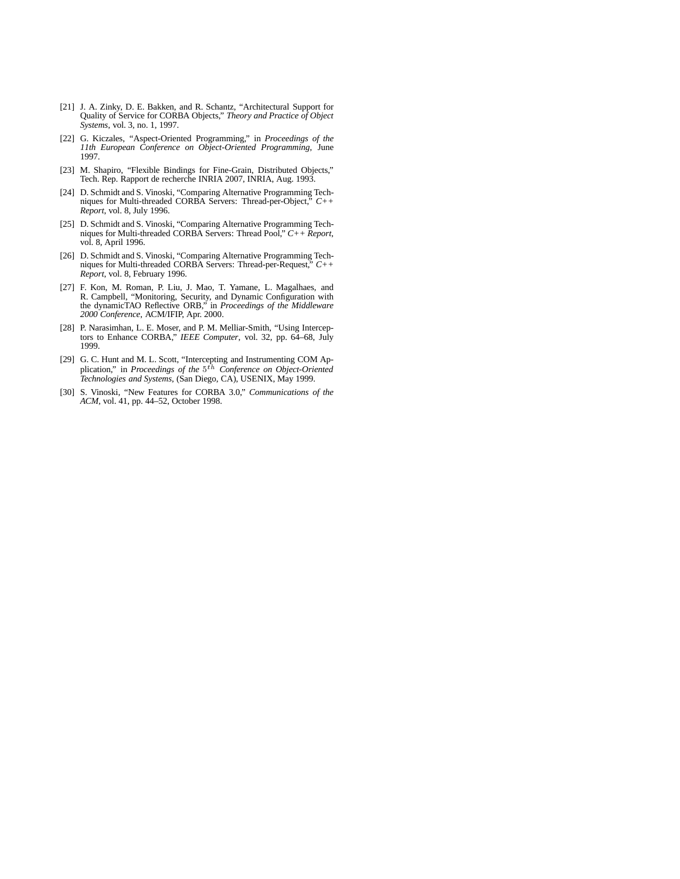[21] J. A. Zinky, D. E. Bakken, and R. Schantz, "Architectural Support for Quality of Service for CORBA Objects," *Theory and Practice of Object Systems*, vol. 3, no. 1, 1997.

[22] G. Kiczales, "Aspect-Oriented Programming," in *Proceedings of the 11th European Conference on Object-Oriented Programming*, June 1997.

[23] M. Shapiro, "Flexible Bindings for Fine-Grain, Distributed Objects," Tech. Rep. Rapport de recherche INRIA 2007, INRIA, Aug. 1993.

[24] D. Schmidt and S. Vinoski, "Comparing Alternative Programming Techniques for Multi-threaded CORBA Servers: Thread-per-Object," *C++ Report*, vol. 8, July 1996.

[25] D. Schmidt and S. Vinoski, "Comparing Alternative Programming Techniques for Multi-threaded CORBA Servers: Thread Pool," *C++ Report*, vol. 8, April 1996.

[26] D. Schmidt and S. Vinoski, "Comparing Alternative Programming Techniques for Multi-threaded CORBA Servers: Thread-per-Request," *C++ Report*, vol. 8, February 1996.

[27] F. Kon, M. Roman, P. Liu, J. Mao, T. Yamane, L. Magalhaes, and R. Campbell, "Monitoring, Security, and Dynamic Configuration with the dynamicTAO Reflective ORB," in *Proceedings of the Middleware 2000 Conference*, ACM/IFIP, Apr. 2000.

[28] P. Narasimhan, L. E. Moser, and P. M. Melliar-Smith, "Using Interceptors to Enhance CORBA," *IEEE Computer*, vol. 32, pp. 64–68, July 1999.

[29] G. C. Hunt and M. L. Scott, "Intercepting and Instrumenting COM Application," in *Proceedings of the $5^{th}$ Conference on Object-Oriented Technologies and Systems*, (San Diego, CA), USENIX, May 1999.

[30] S. Vinoski, "New Features for CORBA 3.0," *Communications of the ACM*, vol. 41, pp. 44–52, October 1998.